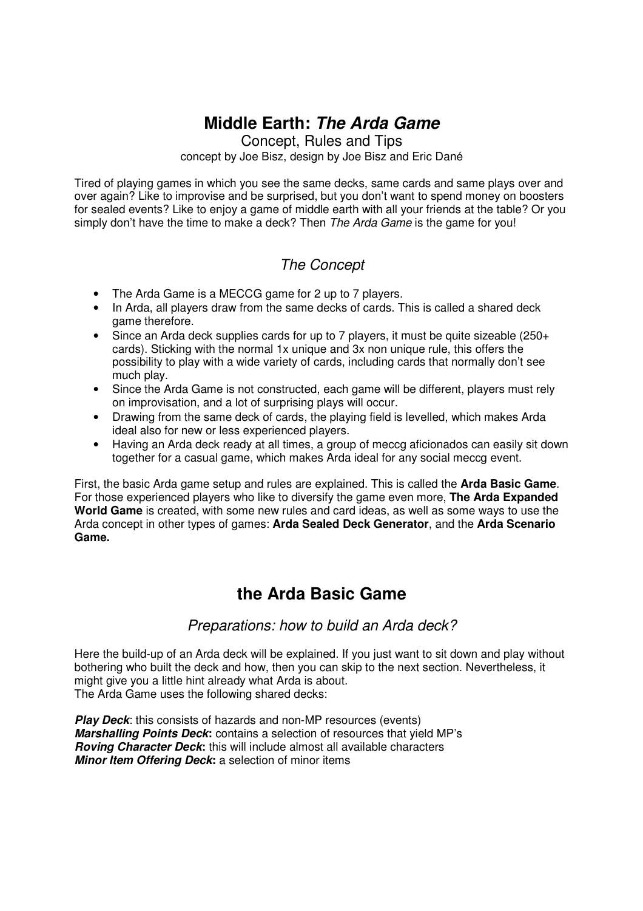# Middle Earth: *The Arda Game*

Concept, Rules and Tips

concept by Joe Bisz, design by Joe Bisz and Eric Dané

Tired of playing games in which you see the same decks, same cards and same plays over and over again? Like to improvise and be surprised, but you don't want to spend money on boosters for sealed events? Like to enjoy a game of middle earth with all your friends at the table? Or you simply don't have the time to make a deck? Then *The Arda Game* is the game for you!

## *The Concept*

- The Arda Game is a MECCG game for 2 up to 7 players.
- In Arda, all players draw from the same decks of cards. This is called a shared deck game therefore.
- Since an Arda deck supplies cards for up to 7 players, it must be quite sizeable (250+ cards). Sticking with the normal 1x unique and 3x non unique rule, this offers the possibility to play with a wide variety of cards, including cards that normally don't see much play.
- Since the Arda Game is not constructed, each game will be different, players must rely on improvisation, and a lot of surprising plays will occur.
- Drawing from the same deck of cards, the playing field is levelled, which makes Arda ideal also for new or less experienced players.
- Having an Arda deck ready at all times, a group of meccg aficionados can easily sit down together for a casual game, which makes Arda ideal for any social meccg event.

First, the basic Arda game setup and rules are explained. This is called the **Arda Basic Game**. For those experienced players who like to diversify the game even more, **The Arda Expanded World Game** is created, with some new rules and card ideas, as well as some ways to use the Arda concept in other types of games: **Arda Sealed Deck Generator**, and the **Arda Scenario Game.**

# the Arda Basic Game

## *Preparations: how to build an Arda deck?*

Here the build-up of an Arda deck will be explained. If you just want to sit down and play without bothering who built the deck and how, then you can skip to the next section. Nevertheless, it might give you a little hint already what Arda is about.

The Arda Game uses the following shared decks:

***Play Deck***: this consists of hazards and non-MP resources (events)
***Marshalling Points Deck*:** contains a selection of resources that yield MP's
***Roving Character Deck*:** this will include almost all available characters
***Minor Item Offering Deck*:** a selection of minor items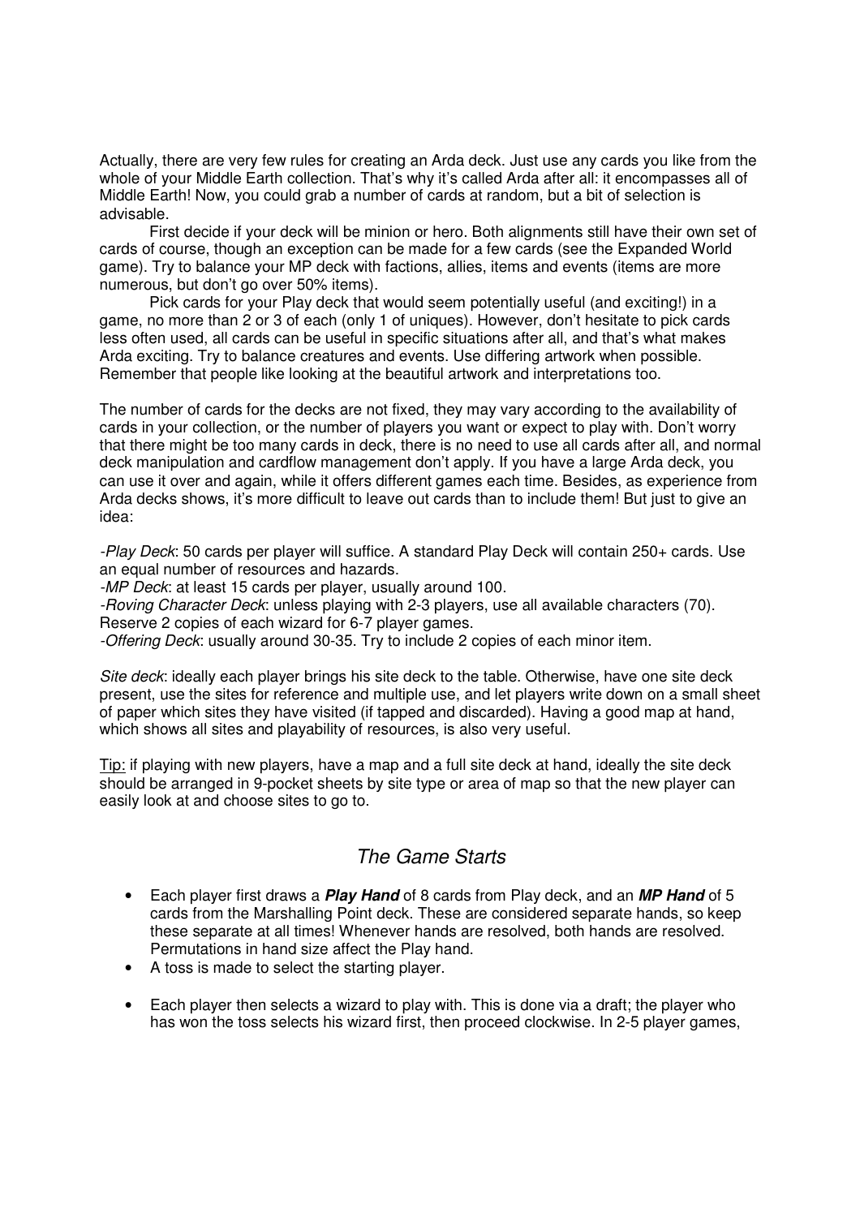Actually, there are very few rules for creating an Arda deck. Just use any cards you like from the whole of your Middle Earth collection. That's why it's called Arda after all: it encompasses all of Middle Earth! Now, you could grab a number of cards at random, but a bit of selection is advisable.

First decide if your deck will be minion or hero. Both alignments still have their own set of cards of course, though an exception can be made for a few cards (see the Expanded World game). Try to balance your MP deck with factions, allies, items and events (items are more numerous, but don't go over 50% items).

Pick cards for your Play deck that would seem potentially useful (and exciting!) in a game, no more than 2 or 3 of each (only 1 of uniques). However, don't hesitate to pick cards less often used, all cards can be useful in specific situations after all, and that's what makes Arda exciting. Try to balance creatures and events. Use differing artwork when possible. Remember that people like looking at the beautiful artwork and interpretations too.

The number of cards for the decks are not fixed, they may vary according to the availability of cards in your collection, or the number of players you want or expect to play with. Don't worry that there might be too many cards in deck, there is no need to use all cards after all, and normal deck manipulation and cardflow management don't apply. If you have a large Arda deck, you can use it over and again, while it offers different games each time. Besides, as experience from Arda decks shows, it's more difficult to leave out cards than to include them! But just to give an idea:

-*Play Deck*: 50 cards per player will suffice. A standard Play Deck will contain 250+ cards. Use an equal number of resources and hazards.
-*MP Deck*: at least 15 cards per player, usually around 100.
-*Roving Character Deck*: unless playing with 2-3 players, use all available characters (70). Reserve 2 copies of each wizard for 6-7 player games.
-*Offering Deck*: usually around 30-35. Try to include 2 copies of each minor item.

*Site deck*: ideally each player brings his site deck to the table. Otherwise, have one site deck present, use the sites for reference and multiple use, and let players write down on a small sheet of paper which sites they have visited (if tapped and discarded). Having a good map at hand, which shows all sites and playability of resources, is also very useful.

Tip: if playing with new players, have a map and a full site deck at hand, ideally the site deck should be arranged in 9-pocket sheets by site type or area of map so that the new player can easily look at and choose sites to go to.

## *The Game Starts*

- Each player first draws a ***Play Hand*** of 8 cards from Play deck, and an ***MP Hand*** of 5 cards from the Marshalling Point deck. These are considered separate hands, so keep these separate at all times! Whenever hands are resolved, both hands are resolved. Permutations in hand size affect the Play hand.
- A toss is made to select the starting player.
- Each player then selects a wizard to play with. This is done via a draft; the player who has won the toss selects his wizard first, then proceed clockwise. In 2-5 player games,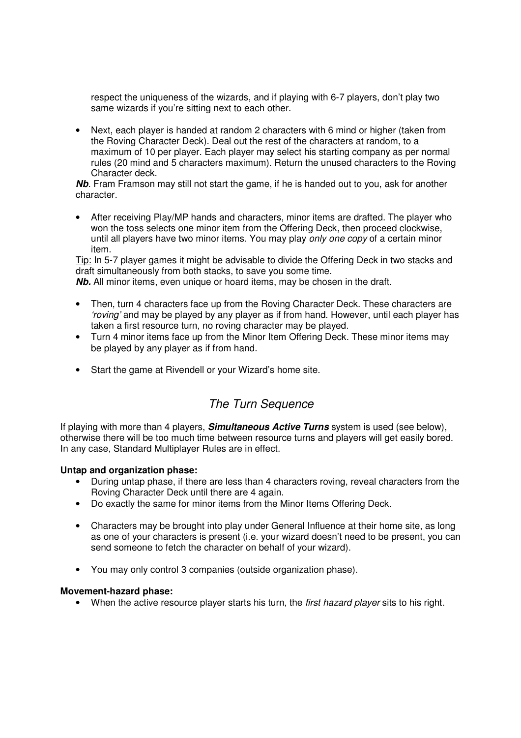respect the uniqueness of the wizards, and if playing with 6-7 players, don't play two same wizards if you're sitting next to each other.

- Next, each player is handed at random 2 characters with 6 mind or higher (taken from the Roving Character Deck). Deal out the rest of the characters at random, to a maximum of 10 per player. Each player may select his starting company as per normal rules (20 mind and 5 characters maximum). Return the unused characters to the Roving Character deck.

***Nb***. Fram Framson may still not start the game, if he is handed out to you, ask for another character.

- After receiving Play/MP hands and characters, minor items are drafted. The player who won the toss selects one minor item from the Offering Deck, then proceed clockwise, until all players have two minor items. You may play *only one copy* of a certain minor item.

Tip: In 5-7 player games it might be advisable to divide the Offering Deck in two stacks and draft simultaneously from both stacks, to save you some time.
***Nb.*** All minor items, even unique or hoard items, may be chosen in the draft.

- Then, turn 4 characters face up from the Roving Character Deck. These characters are *'roving'* and may be played by any player as if from hand. However, until each player has taken a first resource turn, no roving character may be played.
- Turn 4 minor items face up from the Minor Item Offering Deck. These minor items may be played by any player as if from hand.

- Start the game at Rivendell or your Wizard's home site.

## *The Turn Sequence*

If playing with more than 4 players, ***Simultaneous Active Turns*** system is used (see below), otherwise there will be too much time between resource turns and players will get easily bored. In any case, Standard Multiplayer Rules are in effect.

**Untap and organization phase:**

- During untap phase, if there are less than 4 characters roving, reveal characters from the Roving Character Deck until there are 4 again.
- Do exactly the same for minor items from the Minor Items Offering Deck.

- Characters may be brought into play under General Influence at their home site, as long as one of your characters is present (i.e. your wizard doesn't need to be present, you can send someone to fetch the character on behalf of your wizard).

- You may only control 3 companies (outside organization phase).

**Movement-hazard phase:**

- When the active resource player starts his turn, the *first hazard player* sits to his right.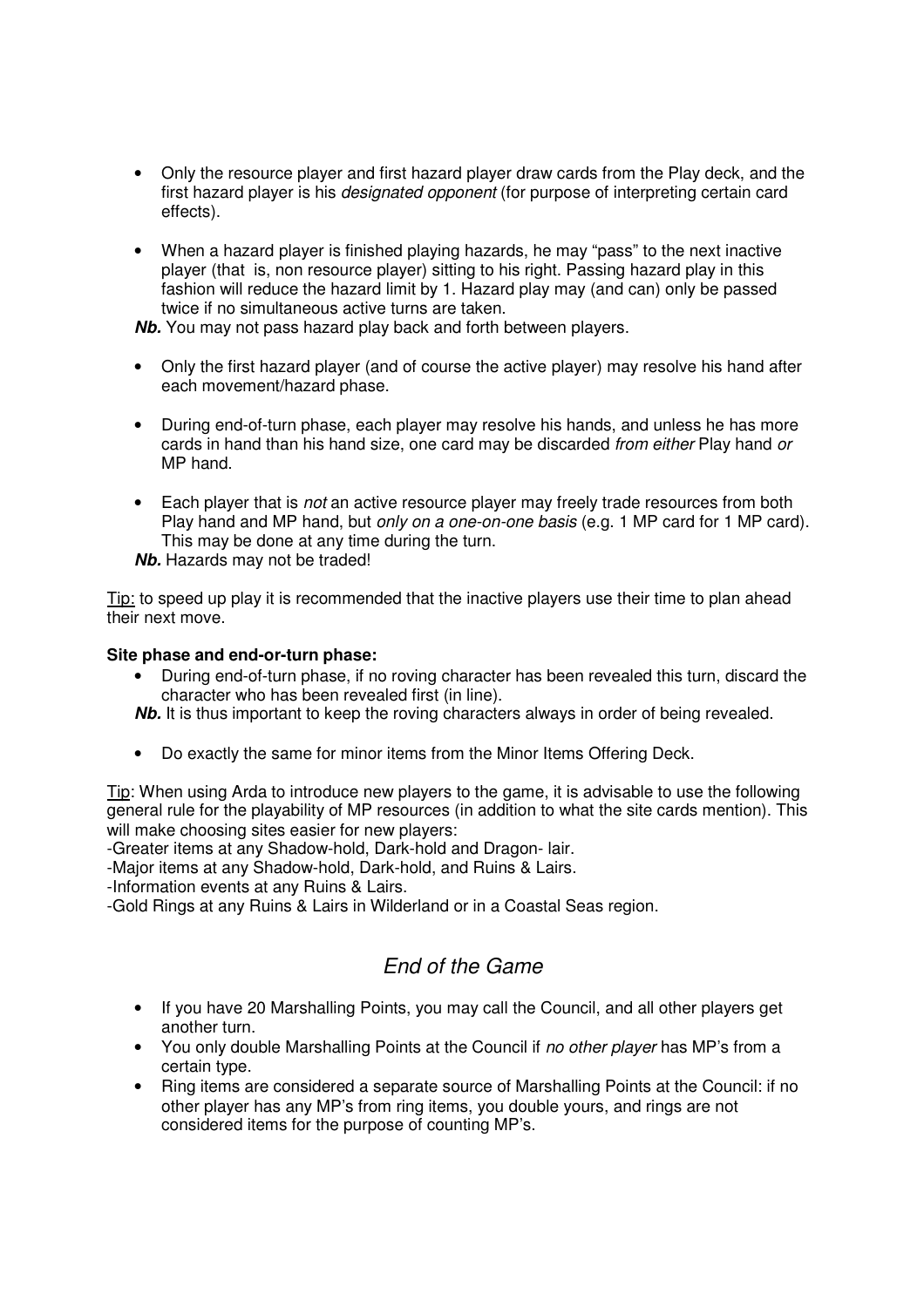- Only the resource player and first hazard player draw cards from the Play deck, and the first hazard player is his *designated opponent* (for purpose of interpreting certain card effects).

- When a hazard player is finished playing hazards, he may "pass" to the next inactive player (that is, non resource player) sitting to his right. Passing hazard play in this fashion will reduce the hazard limit by 1. Hazard play may (and can) only be passed twice if no simultaneous active turns are taken.

***Nb.*** You may not pass hazard play back and forth between players.

- Only the first hazard player (and of course the active player) may resolve his hand after each movement/hazard phase.

- During end-of-turn phase, each player may resolve his hands, and unless he has more cards in hand than his hand size, one card may be discarded *from either* Play hand *or* MP hand.

- Each player that is *not* an active resource player may freely trade resources from both Play hand and MP hand, but *only on a one-on-one basis* (e.g. 1 MP card for 1 MP card). This may be done at any time during the turn.

***Nb.*** Hazards may not be traded!

Tip: to speed up play it is recommended that the inactive players use their time to plan ahead their next move.

**Site phase and end-or-turn phase:**

- During end-of-turn phase, if no roving character has been revealed this turn, discard the character who has been revealed first (in line).

***Nb.*** It is thus important to keep the roving characters always in order of being revealed.

- Do exactly the same for minor items from the Minor Items Offering Deck.

Tip: When using Arda to introduce new players to the game, it is advisable to use the following general rule for the playability of MP resources (in addition to what the site cards mention). This will make choosing sites easier for new players:
-Greater items at any Shadow-hold, Dark-hold and Dragon- lair.
-Major items at any Shadow-hold, Dark-hold, and Ruins & Lairs.
-Information events at any Ruins & Lairs.
-Gold Rings at any Ruins & Lairs in Wilderland or in a Coastal Seas region.

## *End of the Game*

- If you have 20 Marshalling Points, you may call the Council, and all other players get another turn.
- You only double Marshalling Points at the Council if *no other player* has MP's from a certain type.
- Ring items are considered a separate source of Marshalling Points at the Council: if no other player has any MP's from ring items, you double yours, and rings are not considered items for the purpose of counting MP's.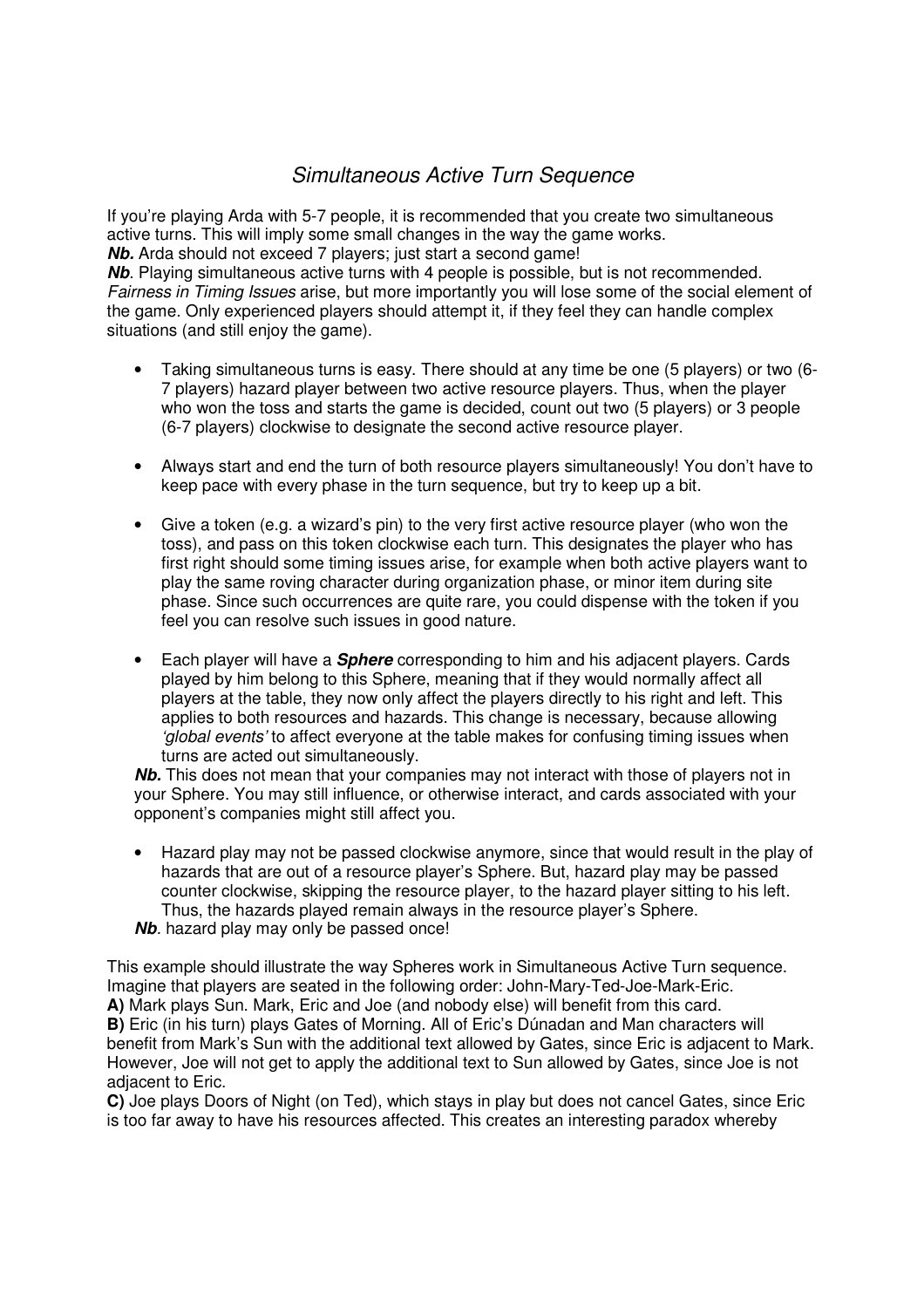## *Simultaneous Active Turn Sequence*

If you're playing Arda with 5-7 people, it is recommended that you create two simultaneous active turns. This will imply some small changes in the way the game works.
***Nb.*** Arda should not exceed 7 players; just start a second game!
***Nb***. Playing simultaneous active turns with 4 people is possible, but is not recommended. *Fairness in Timing Issues* arise, but more importantly you will lose some of the social element of the game. Only experienced players should attempt it, if they feel they can handle complex situations (and still enjoy the game).

- Taking simultaneous turns is easy. There should at any time be one (5 players) or two (6-7 players) hazard player between two active resource players. Thus, when the player who won the toss and starts the game is decided, count out two (5 players) or 3 people (6-7 players) clockwise to designate the second active resource player.

- Always start and end the turn of both resource players simultaneously! You don't have to keep pace with every phase in the turn sequence, but try to keep up a bit.

- Give a token (e.g. a wizard's pin) to the very first active resource player (who won the toss), and pass on this token clockwise each turn. This designates the player who has first right should some timing issues arise, for example when both active players want to play the same roving character during organization phase, or minor item during site phase. Since such occurrences are quite rare, you could dispense with the token if you feel you can resolve such issues in good nature.

- Each player will have a ***Sphere*** corresponding to him and his adjacent players. Cards played by him belong to this Sphere, meaning that if they would normally affect all players at the table, they now only affect the players directly to his right and left. This applies to both resources and hazards. This change is necessary, because allowing *'global events'* to affect everyone at the table makes for confusing timing issues when turns are acted out simultaneously.
  ***Nb.*** This does not mean that your companies may not interact with those of players not in your Sphere. You may still influence, or otherwise interact, and cards associated with your opponent's companies might still affect you.

- Hazard play may not be passed clockwise anymore, since that would result in the play of hazards that are out of a resource player's Sphere. But, hazard play may be passed counter clockwise, skipping the resource player, to the hazard player sitting to his left. Thus, the hazards played remain always in the resource player's Sphere.
  ***Nb***. hazard play may only be passed once!

This example should illustrate the way Spheres work in Simultaneous Active Turn sequence. Imagine that players are seated in the following order: John-Mary-Ted-Joe-Mark-Eric.
**A)** Mark plays Sun. Mark, Eric and Joe (and nobody else) will benefit from this card.
**B)** Eric (in his turn) plays Gates of Morning. All of Eric's Dúnadan and Man characters will benefit from Mark's Sun with the additional text allowed by Gates, since Eric is adjacent to Mark. However, Joe will not get to apply the additional text to Sun allowed by Gates, since Joe is not adjacent to Eric.
**C)** Joe plays Doors of Night (on Ted), which stays in play but does not cancel Gates, since Eric is too far away to have his resources affected. This creates an interesting paradox whereby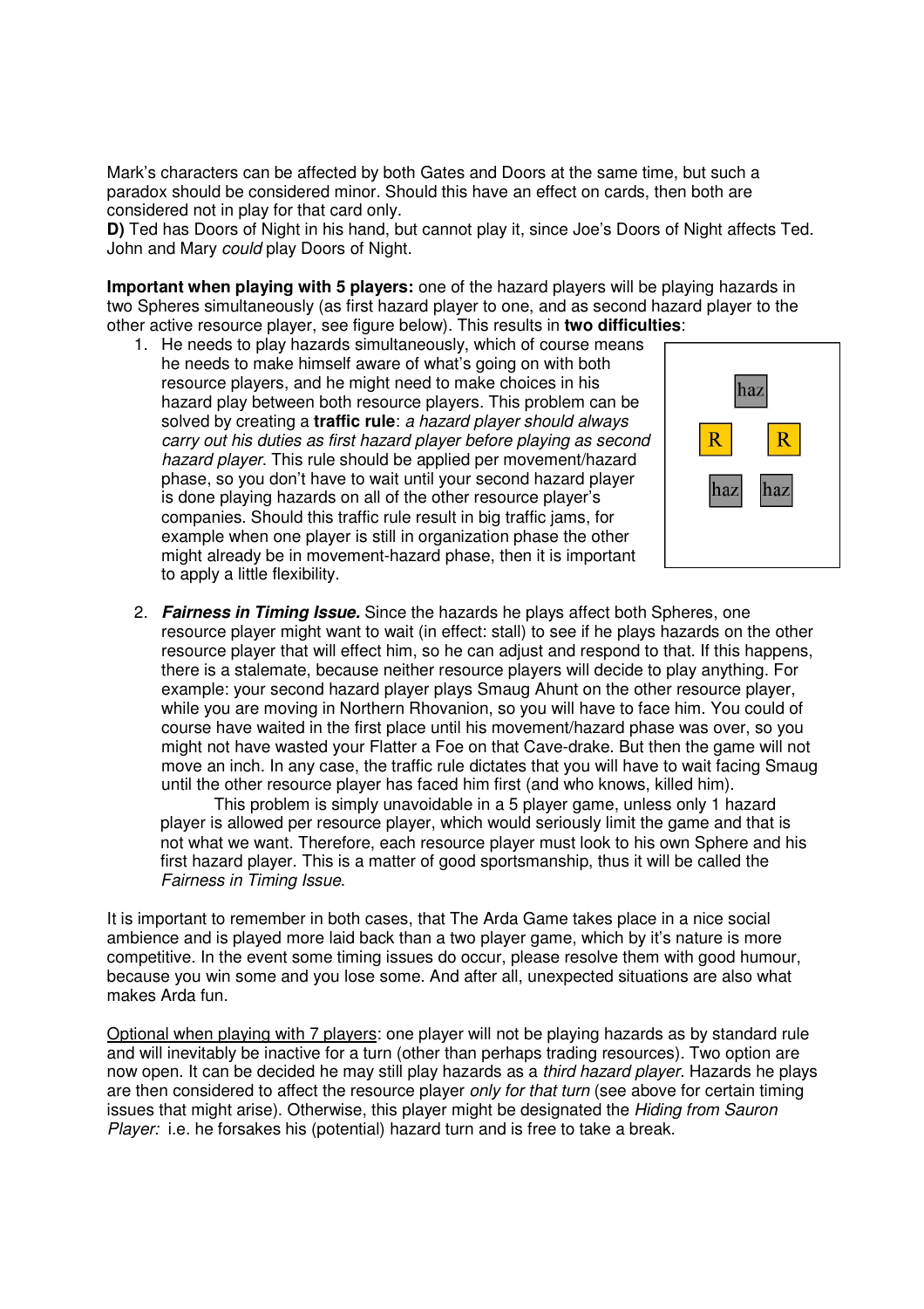Mark's characters can be affected by both Gates and Doors at the same time, but such a paradox should be considered minor. Should this have an effect on cards, then both are considered not in play for that card only.

**D)** Ted has Doors of Night in his hand, but cannot play it, since Joe's Doors of Night affects Ted. John and Mary *could* play Doors of Night.

**Important when playing with 5 players:** one of the hazard players will be playing hazards in two Spheres simultaneously (as first hazard player to one, and as second hazard player to the other active resource player, see figure below). This results in **two difficulties**:

1. He needs to play hazards simultaneously, which of course means he needs to make himself aware of what's going on with both resource players, and he might need to make choices in his hazard play between both resource players. This problem can be solved by creating a **traffic rule**: *a hazard player should always carry out his duties as first hazard player before playing as second hazard player*. This rule should be applied per movement/hazard phase, so you don't have to wait until your second hazard player is done playing hazards on all of the other resource player's companies. Should this traffic rule result in big traffic jams, for example when one player is still in organization phase the other might already be in movement-hazard phase, then it is important to apply a little flexibility.

2. ***Fairness in Timing Issue.*** Since the hazards he plays affect both Spheres, one resource player might want to wait (in effect: stall) to see if he plays hazards on the other resource player that will effect him, so he can adjust and respond to that. If this happens, there is a stalemate, because neither resource players will decide to play anything. For example: your second hazard player plays Smaug Ahunt on the other resource player, while you are moving in Northern Rhovanion, so you will have to face him. You could of course have waited in the first place until his movement/hazard phase was over, so you might not have wasted your Flatter a Foe on that Cave-drake. But then the game will not move an inch. In any case, the traffic rule dictates that you will have to wait facing Smaug until the other resource player has faced him first (and who knows, killed him).

   This problem is simply unavoidable in a 5 player game, unless only 1 hazard player is allowed per resource player, which would seriously limit the game and that is not what we want. Therefore, each resource player must look to his own Sphere and his first hazard player. This is a matter of good sportsmanship, thus it will be called the *Fairness in Timing Issue*.

It is important to remember in both cases, that The Arda Game takes place in a nice social ambience and is played more laid back than a two player game, which by it's nature is more competitive. In the event some timing issues do occur, please resolve them with good humour, because you win some and you lose some. And after all, unexpected situations are also what makes Arda fun.

<u>Optional when playing with 7 players</u>: one player will not be playing hazards as by standard rule and will inevitably be inactive for a turn (other than perhaps trading resources). Two option are now open. It can be decided he may still play hazards as a *third hazard player*. Hazards he plays are then considered to affect the resource player *only for that turn* (see above for certain timing issues that might arise). Otherwise, this player might be designated the *Hiding from Sauron Player:* i.e. he forsakes his (potential) hazard turn and is free to take a break.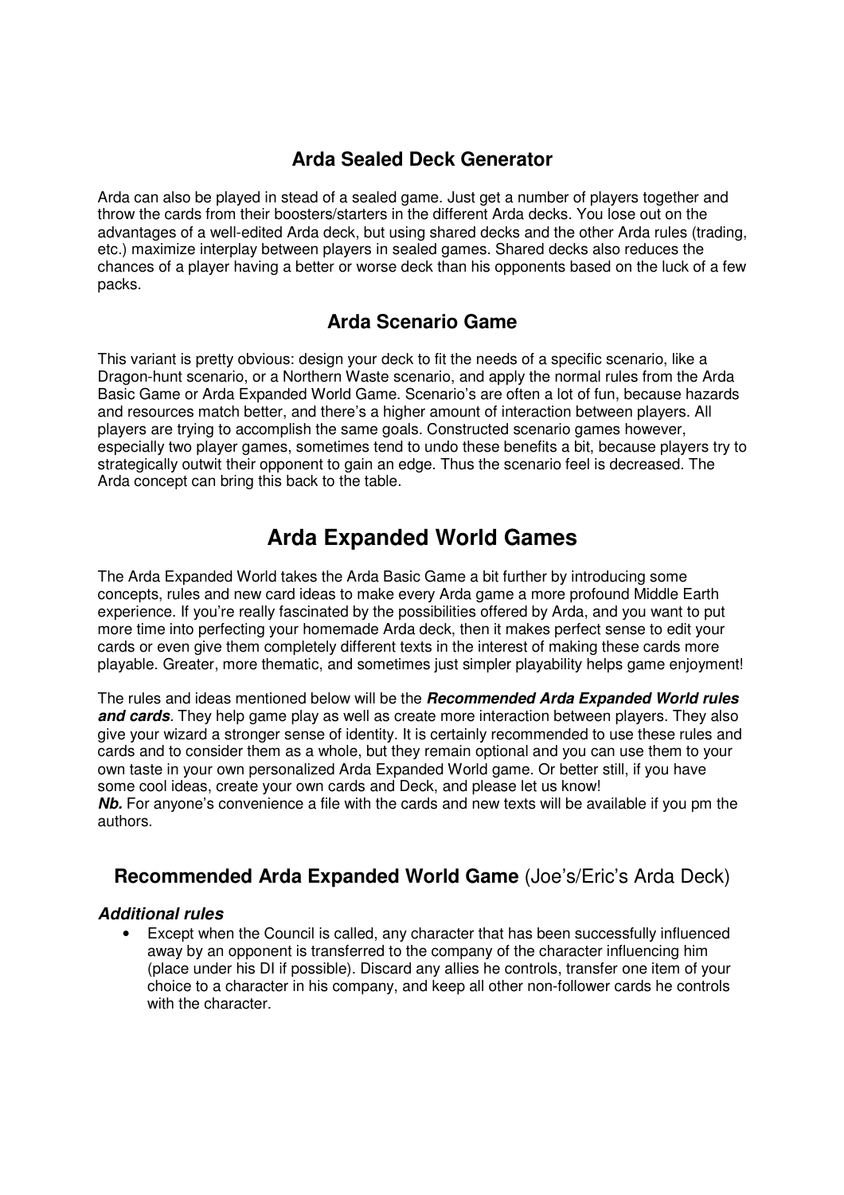## Arda Sealed Deck Generator

Arda can also be played in stead of a sealed game. Just get a number of players together and throw the cards from their boosters/starters in the different Arda decks. You lose out on the advantages of a well-edited Arda deck, but using shared decks and the other Arda rules (trading, etc.) maximize interplay between players in sealed games. Shared decks also reduces the chances of a player having a better or worse deck than his opponents based on the luck of a few packs.

## Arda Scenario Game

This variant is pretty obvious: design your deck to fit the needs of a specific scenario, like a Dragon-hunt scenario, or a Northern Waste scenario, and apply the normal rules from the Arda Basic Game or Arda Expanded World Game. Scenario's are often a lot of fun, because hazards and resources match better, and there's a higher amount of interaction between players. All players are trying to accomplish the same goals. Constructed scenario games however, especially two player games, sometimes tend to undo these benefits a bit, because players try to strategically outwit their opponent to gain an edge. Thus the scenario feel is decreased. The Arda concept can bring this back to the table.

# Arda Expanded World Games

The Arda Expanded World takes the Arda Basic Game a bit further by introducing some concepts, rules and new card ideas to make every Arda game a more profound Middle Earth experience. If you're really fascinated by the possibilities offered by Arda, and you want to put more time into perfecting your homemade Arda deck, then it makes perfect sense to edit your cards or even give them completely different texts in the interest of making these cards more playable. Greater, more thematic, and sometimes just simpler playability helps game enjoyment!

The rules and ideas mentioned below will be the ***Recommended Arda Expanded World rules and cards***. They help game play as well as create more interaction between players. They also give your wizard a stronger sense of identity. It is certainly recommended to use these rules and cards and to consider them as a whole, but they remain optional and you can use them to your own taste in your own personalized Arda Expanded World game. Or better still, if you have some cool ideas, create your own cards and Deck, and please let us know!
***Nb.*** For anyone's convenience a file with the cards and new texts will be available if you pm the authors.

## **Recommended Arda Expanded World Game** (Joe's/Eric's Arda Deck)

### *Additional rules*

- Except when the Council is called, any character that has been successfully influenced away by an opponent is transferred to the company of the character influencing him (place under his DI if possible). Discard any allies he controls, transfer one item of your choice to a character in his company, and keep all other non-follower cards he controls with the character.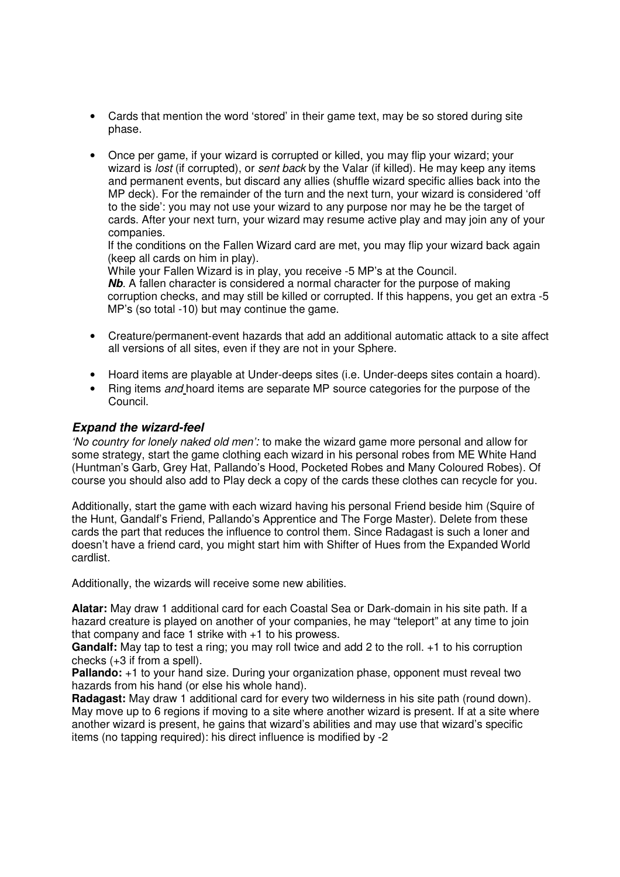- Cards that mention the word 'stored' in their game text, may be so stored during site phase.

- Once per game, if your wizard is corrupted or killed, you may flip your wizard; your wizard is *lost* (if corrupted), or *sent back* by the Valar (if killed). He may keep any items and permanent events, but discard any allies (shuffle wizard specific allies back into the MP deck). For the remainder of the turn and the next turn, your wizard is considered 'off to the side': you may not use your wizard to any purpose nor may he be the target of cards. After your next turn, your wizard may resume active play and may join any of your companies.
  If the conditions on the Fallen Wizard card are met, you may flip your wizard back again (keep all cards on him in play).
  While your Fallen Wizard is in play, you receive -5 MP's at the Council.
  ***Nb***. A fallen character is considered a normal character for the purpose of making corruption checks, and may still be killed or corrupted. If this happens, you get an extra -5 MP's (so total -10) but may continue the game.

- Creature/permanent-event hazards that add an additional automatic attack to a site affect all versions of all sites, even if they are not in your Sphere.

- Hoard items are playable at Under-deeps sites (i.e. Under-deeps sites contain a hoard).
- Ring items *and* hoard items are separate MP source categories for the purpose of the Council.

### *Expand the wizard-feel*

*'No country for lonely naked old men':* to make the wizard game more personal and allow for some strategy, start the game clothing each wizard in his personal robes from ME White Hand (Huntman's Garb, Grey Hat, Pallando's Hood, Pocketed Robes and Many Coloured Robes). Of course you should also add to Play deck a copy of the cards these clothes can recycle for you.

Additionally, start the game with each wizard having his personal Friend beside him (Squire of the Hunt, Gandalf's Friend, Pallando's Apprentice and The Forge Master). Delete from these cards the part that reduces the influence to control them. Since Radagast is such a loner and doesn't have a friend card, you might start him with Shifter of Hues from the Expanded World cardlist.

Additionally, the wizards will receive some new abilities.

**Alatar:** May draw 1 additional card for each Coastal Sea or Dark-domain in his site path. If a hazard creature is played on another of your companies, he may "teleport" at any time to join that company and face 1 strike with +1 to his prowess.
**Gandalf:** May tap to test a ring; you may roll twice and add 2 to the roll. +1 to his corruption checks (+3 if from a spell).
**Pallando:** +1 to your hand size. During your organization phase, opponent must reveal two hazards from his hand (or else his whole hand).
**Radagast:** May draw 1 additional card for every two wilderness in his site path (round down). May move up to 6 regions if moving to a site where another wizard is present. If at a site where another wizard is present, he gains that wizard's abilities and may use that wizard's specific items (no tapping required): his direct influence is modified by -2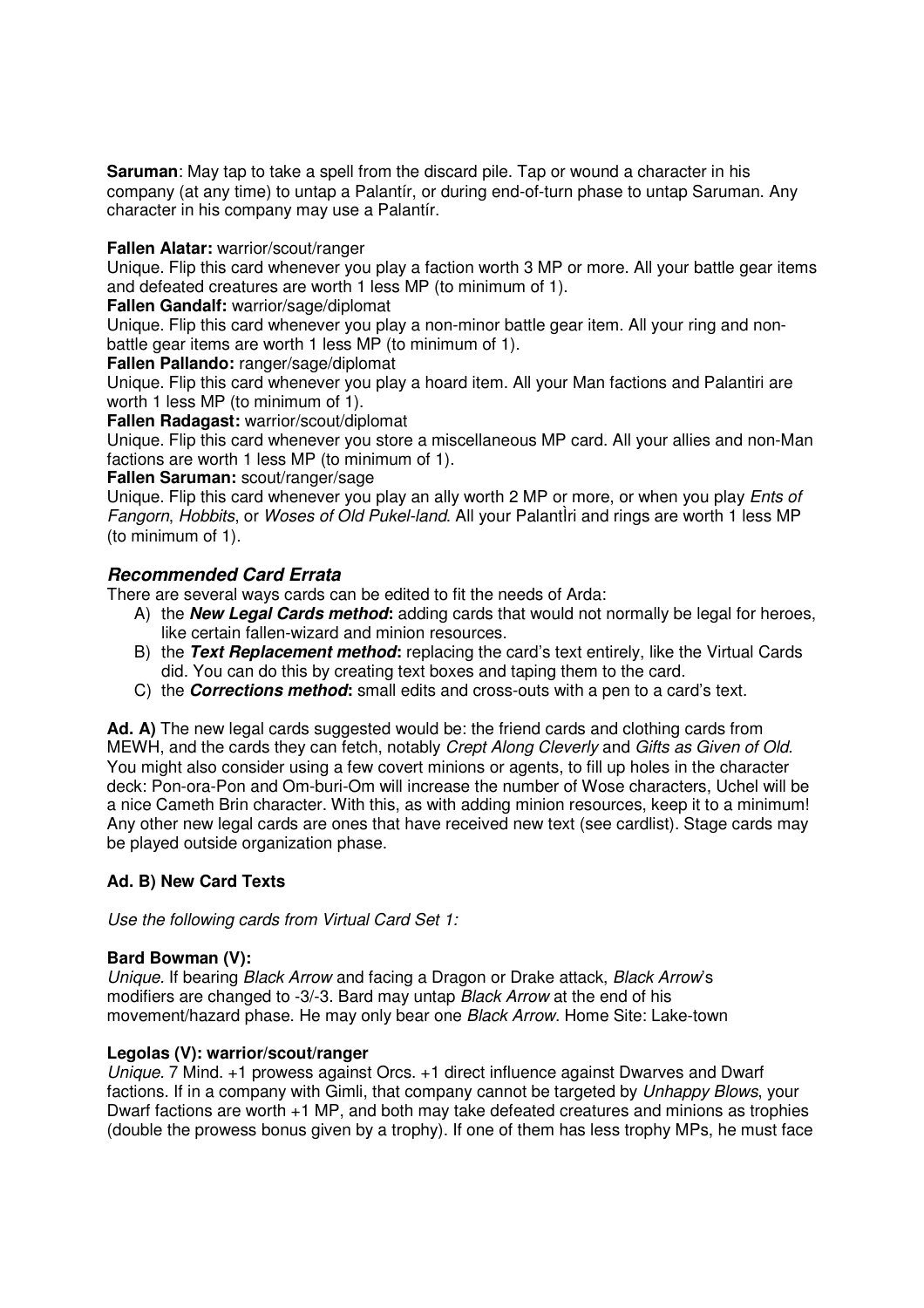**Saruman**: May tap to take a spell from the discard pile. Tap or wound a character in his company (at any time) to untap a Palantír, or during end-of-turn phase to untap Saruman. Any character in his company may use a Palantír.

**Fallen Alatar:** warrior/scout/ranger
Unique. Flip this card whenever you play a faction worth 3 MP or more. All your battle gear items and defeated creatures are worth 1 less MP (to minimum of 1).
**Fallen Gandalf:** warrior/sage/diplomat
Unique. Flip this card whenever you play a non-minor battle gear item. All your ring and non-battle gear items are worth 1 less MP (to minimum of 1).
**Fallen Pallando:** ranger/sage/diplomat
Unique. Flip this card whenever you play a hoard item. All your Man factions and Palantiri are worth 1 less MP (to minimum of 1).
**Fallen Radagast:** warrior/scout/diplomat
Unique. Flip this card whenever you store a miscellaneous MP card. All your allies and non-Man factions are worth 1 less MP (to minimum of 1).
**Fallen Saruman:** scout/ranger/sage
Unique. Flip this card whenever you play an ally worth 2 MP or more, or when you play *Ents of Fangorn*, *Hobbits*, or *Woses of Old Pukel-land*. All your PalantÌri and rings are worth 1 less MP (to minimum of 1).

## *Recommended Card Errata*

There are several ways cards can be edited to fit the needs of Arda:

A) the ***New Legal Cards method*:** adding cards that would not normally be legal for heroes, like certain fallen-wizard and minion resources.
B) the ***Text Replacement method*:** replacing the card's text entirely, like the Virtual Cards did. You can do this by creating text boxes and taping them to the card.
C) the ***Corrections method*:** small edits and cross-outs with a pen to a card's text.

**Ad. A)** The new legal cards suggested would be: the friend cards and clothing cards from MEWH, and the cards they can fetch, notably *Crept Along Cleverly* and *Gifts as Given of Old*. You might also consider using a few covert minions or agents, to fill up holes in the character deck: Pon-ora-Pon and Om-buri-Om will increase the number of Wose characters, Uchel will be a nice Cameth Brin character. With this, as with adding minion resources, keep it to a minimum! Any other new legal cards are ones that have received new text (see cardlist). Stage cards may be played outside organization phase.

### Ad. B) New Card Texts

*Use the following cards from Virtual Card Set 1:*

**Bard Bowman (V):**
*Unique.* If bearing *Black Arrow* and facing a Dragon or Drake attack, *Black Arrow*'s modifiers are changed to -3/-3. Bard may untap *Black Arrow* at the end of his movement/hazard phase. He may only bear one *Black Arrow*. Home Site: Lake-town

**Legolas (V): warrior/scout/ranger**
*Unique.* 7 Mind. +1 prowess against Orcs. +1 direct influence against Dwarves and Dwarf factions. If in a company with Gimli, that company cannot be targeted by *Unhappy Blows*, your Dwarf factions are worth +1 MP, and both may take defeated creatures and minions as trophies (double the prowess bonus given by a trophy). If one of them has less trophy MPs, he must face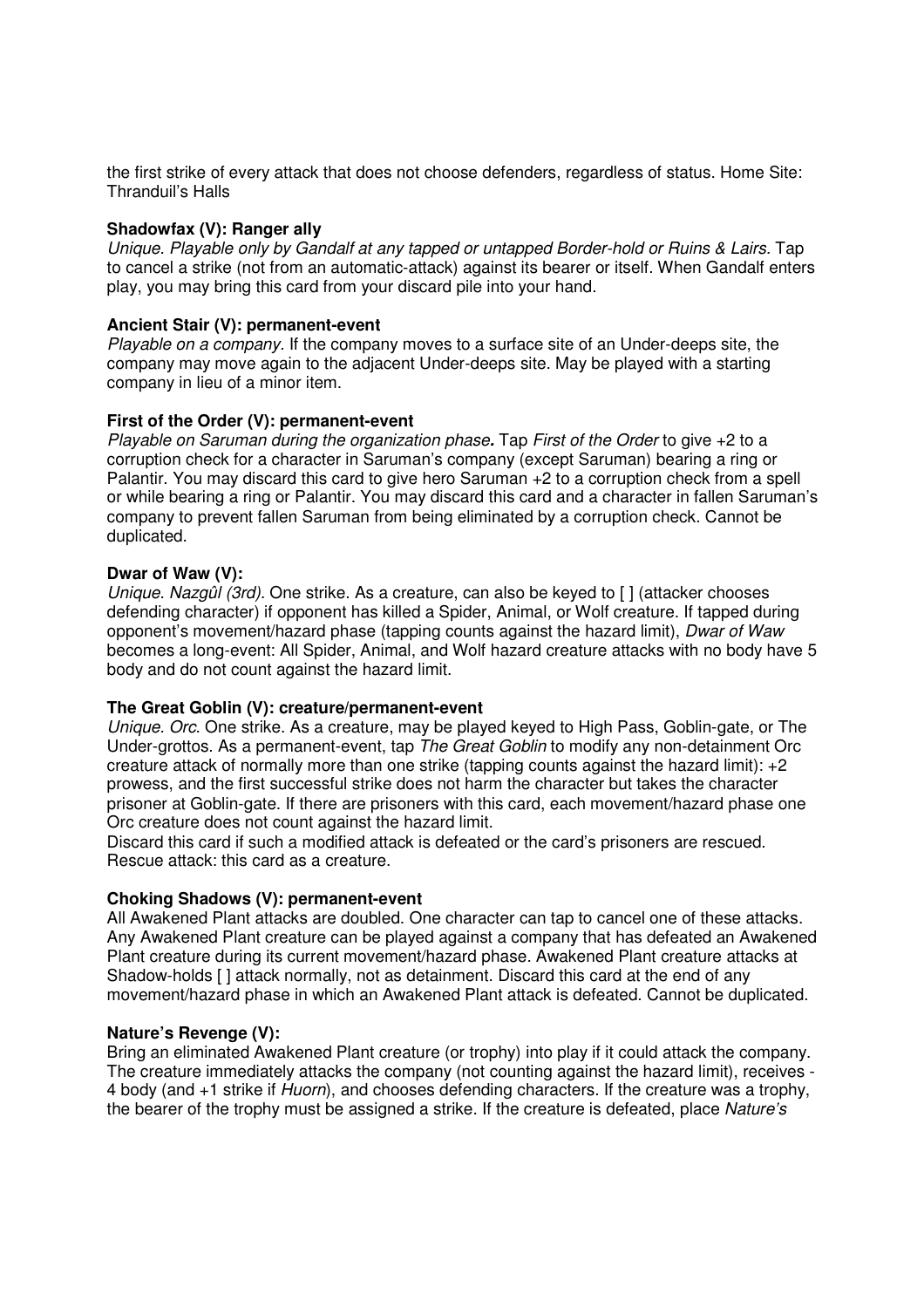the first strike of every attack that does not choose defenders, regardless of status. Home Site: Thranduil's Halls

**Shadowfax (V): Ranger ally**
*Unique. Playable only by Gandalf at any tapped or untapped Border-hold or Ruins & Lairs.* Tap to cancel a strike (not from an automatic-attack) against its bearer or itself. When Gandalf enters play, you may bring this card from your discard pile into your hand.

**Ancient Stair (V): permanent-event**
*Playable on a company.* If the company moves to a surface site of an Under-deeps site, the company may move again to the adjacent Under-deeps site. May be played with a starting company in lieu of a minor item.

**First of the Order (V): permanent-event**
*Playable on Saruman during the organization phase.* Tap *First of the Order* to give +2 to a corruption check for a character in Saruman's company (except Saruman) bearing a ring or Palantir. You may discard this card to give hero Saruman +2 to a corruption check from a spell or while bearing a ring or Palantir. You may discard this card and a character in fallen Saruman's company to prevent fallen Saruman from being eliminated by a corruption check. Cannot be duplicated.

**Dwar of Waw (V):**
*Unique. Nazgûl (3rd).* One strike. As a creature, can also be keyed to [ ] (attacker chooses defending character) if opponent has killed a Spider, Animal, or Wolf creature. If tapped during opponent's movement/hazard phase (tapping counts against the hazard limit), *Dwar of Waw* becomes a long-event: All Spider, Animal, and Wolf hazard creature attacks with no body have 5 body and do not count against the hazard limit.

**The Great Goblin (V): creature/permanent-event**
*Unique. Orc.* One strike. As a creature, may be played keyed to High Pass, Goblin-gate, or The Under-grottos. As a permanent-event, tap *The Great Goblin* to modify any non-detainment Orc creature attack of normally more than one strike (tapping counts against the hazard limit): +2 prowess, and the first successful strike does not harm the character but takes the character prisoner at Goblin-gate. If there are prisoners with this card, each movement/hazard phase one Orc creature does not count against the hazard limit.
Discard this card if such a modified attack is defeated or the card's prisoners are rescued. Rescue attack: this card as a creature.

**Choking Shadows (V): permanent-event**
All Awakened Plant attacks are doubled. One character can tap to cancel one of these attacks. Any Awakened Plant creature can be played against a company that has defeated an Awakened Plant creature during its current movement/hazard phase. Awakened Plant creature attacks at Shadow-holds [ ] attack normally, not as detainment. Discard this card at the end of any movement/hazard phase in which an Awakened Plant attack is defeated. Cannot be duplicated.

**Nature's Revenge (V):**
Bring an eliminated Awakened Plant creature (or trophy) into play if it could attack the company. The creature immediately attacks the company (not counting against the hazard limit), receives -4 body (and +1 strike if *Huorn*), and chooses defending characters. If the creature was a trophy, the bearer of the trophy must be assigned a strike. If the creature is defeated, place *Nature's*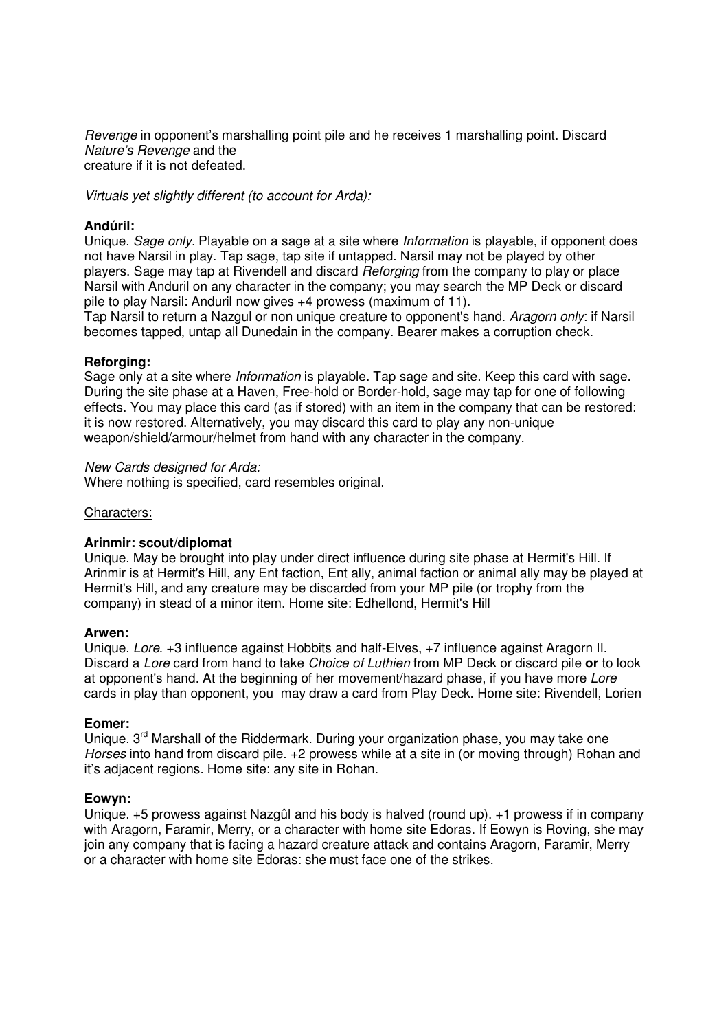*Revenge* in opponent's marshalling point pile and he receives 1 marshalling point. Discard *Nature's Revenge* and the
creature if it is not defeated.

*Virtuals yet slightly different (to account for Arda):*

**Andúril:**
Unique. *Sage only.* Playable on a sage at a site where *Information* is playable, if opponent does not have Narsil in play. Tap sage, tap site if untapped. Narsil may not be played by other players. Sage may tap at Rivendell and discard *Reforging* from the company to play or place Narsil with Anduril on any character in the company; you may search the MP Deck or discard pile to play Narsil: Anduril now gives +4 prowess (maximum of 11).
Tap Narsil to return a Nazgul or non unique creature to opponent's hand. *Aragorn only*: if Narsil becomes tapped, untap all Dunedain in the company. Bearer makes a corruption check.

**Reforging:**
Sage only at a site where *Information* is playable. Tap sage and site. Keep this card with sage. During the site phase at a Haven, Free-hold or Border-hold, sage may tap for one of following effects. You may place this card (as if stored) with an item in the company that can be restored: it is now restored. Alternatively, you may discard this card to play any non-unique weapon/shield/armour/helmet from hand with any character in the company.

*New Cards designed for Arda:*
Where nothing is specified, card resembles original.

Characters:

**Arinmir: scout/diplomat**
Unique. May be brought into play under direct influence during site phase at Hermit's Hill. If Arinmir is at Hermit's Hill, any Ent faction, Ent ally, animal faction or animal ally may be played at Hermit's Hill, and any creature may be discarded from your MP pile (or trophy from the company) in stead of a minor item. Home site: Edhellond, Hermit's Hill

**Arwen:**
Unique. *Lore*. +3 influence against Hobbits and half-Elves, +7 influence against Aragorn II. Discard a *Lore* card from hand to take *Choice of Luthien* from MP Deck or discard pile **or** to look at opponent's hand. At the beginning of her movement/hazard phase, if you have more *Lore* cards in play than opponent, you may draw a card from Play Deck. Home site: Rivendell, Lorien

**Eomer:**
Unique. 3rd Marshall of the Riddermark. During your organization phase, you may take one *Horses* into hand from discard pile. +2 prowess while at a site in (or moving through) Rohan and it's adjacent regions. Home site: any site in Rohan.

**Eowyn:**
Unique. +5 prowess against Nazgûl and his body is halved (round up). +1 prowess if in company with Aragorn, Faramir, Merry, or a character with home site Edoras. If Eowyn is Roving, she may join any company that is facing a hazard creature attack and contains Aragorn, Faramir, Merry or a character with home site Edoras: she must face one of the strikes.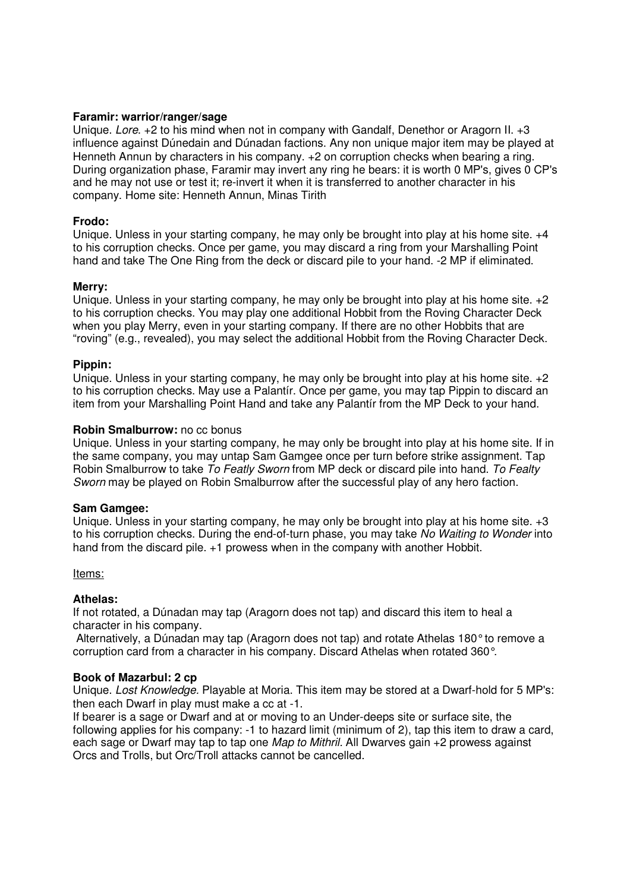**Faramir: warrior/ranger/sage**
Unique. *Lore*. +2 to his mind when not in company with Gandalf, Denethor or Aragorn II. +3 influence against Dúnedain and Dúnadan factions. Any non unique major item may be played at Henneth Annun by characters in his company. +2 on corruption checks when bearing a ring. During organization phase, Faramir may invert any ring he bears: it is worth 0 MP's, gives 0 CP's and he may not use or test it; re-invert it when it is transferred to another character in his company. Home site: Henneth Annun, Minas Tirith

**Frodo:**
Unique. Unless in your starting company, he may only be brought into play at his home site. +4 to his corruption checks. Once per game, you may discard a ring from your Marshalling Point hand and take The One Ring from the deck or discard pile to your hand. -2 MP if eliminated.

**Merry:**
Unique. Unless in your starting company, he may only be brought into play at his home site. +2 to his corruption checks. You may play one additional Hobbit from the Roving Character Deck when you play Merry, even in your starting company. If there are no other Hobbits that are "roving" (e.g., revealed), you may select the additional Hobbit from the Roving Character Deck.

**Pippin:**
Unique. Unless in your starting company, he may only be brought into play at his home site. +2 to his corruption checks. May use a Palantír. Once per game, you may tap Pippin to discard an item from your Marshalling Point Hand and take any Palantír from the MP Deck to your hand.

**Robin Smalburrow:** no cc bonus
Unique. Unless in your starting company, he may only be brought into play at his home site. If in the same company, you may untap Sam Gamgee once per turn before strike assignment. Tap Robin Smalburrow to take *To Featly Sworn* from MP deck or discard pile into hand. *To Fealty Sworn* may be played on Robin Smalburrow after the successful play of any hero faction.

**Sam Gamgee:**
Unique. Unless in your starting company, he may only be brought into play at his home site. +3 to his corruption checks. During the end-of-turn phase, you may take *No Waiting to Wonder* into hand from the discard pile. +1 prowess when in the company with another Hobbit.

Items:

**Athelas:**
If not rotated, a Dúnadan may tap (Aragorn does not tap) and discard this item to heal a character in his company.
Alternatively, a Dúnadan may tap (Aragorn does not tap) and rotate Athelas 180° to remove a corruption card from a character in his company. Discard Athelas when rotated 360°.

**Book of Mazarbul: 2 cp**
Unique. *Lost Knowledge.* Playable at Moria. This item may be stored at a Dwarf-hold for 5 MP's: then each Dwarf in play must make a cc at -1.
If bearer is a sage or Dwarf and at or moving to an Under-deeps site or surface site, the following applies for his company: -1 to hazard limit (minimum of 2), tap this item to draw a card, each sage or Dwarf may tap to tap one *Map to Mithril*. All Dwarves gain +2 prowess against Orcs and Trolls, but Orc/Troll attacks cannot be cancelled.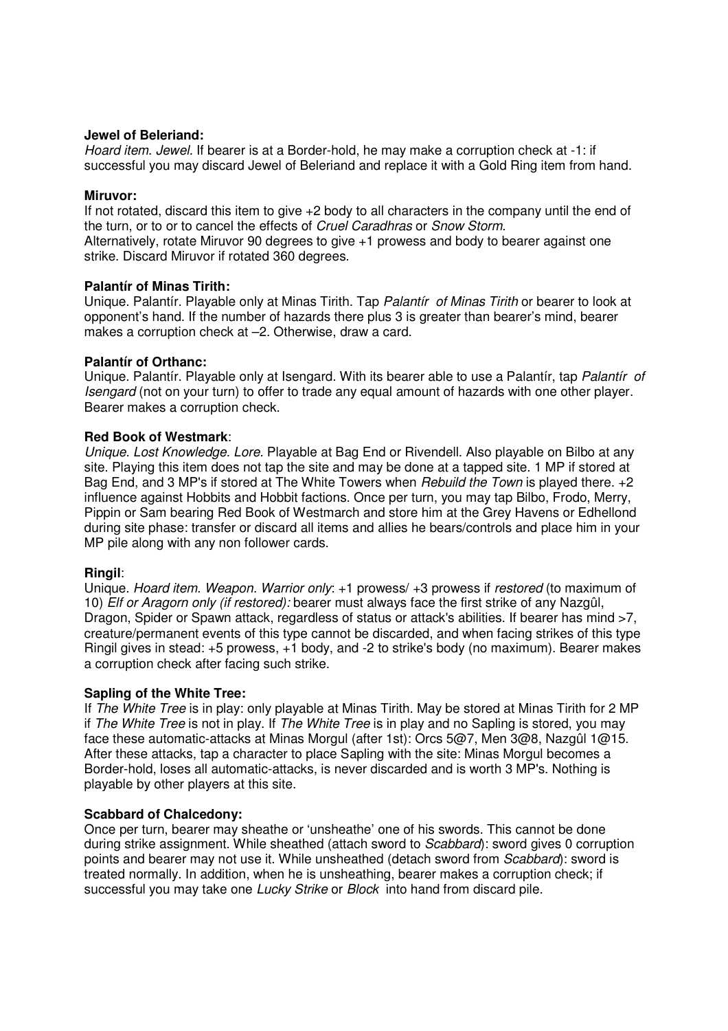**Jewel of Beleriand:**
*Hoard item. Jewel.* If bearer is at a Border-hold, he may make a corruption check at -1: if successful you may discard Jewel of Beleriand and replace it with a Gold Ring item from hand.

**Miruvor:**
If not rotated, discard this item to give +2 body to all characters in the company until the end of the turn, or to or to cancel the effects of *Cruel Caradhras* or *Snow Storm*.
Alternatively, rotate Miruvor 90 degrees to give +1 prowess and body to bearer against one strike. Discard Miruvor if rotated 360 degrees.

**Palantír of Minas Tirith:**
Unique. Palantír. Playable only at Minas Tirith. Tap *Palantír of Minas Tirith* or bearer to look at opponent's hand. If the number of hazards there plus 3 is greater than bearer's mind, bearer makes a corruption check at –2. Otherwise, draw a card.

**Palantír of Orthanc:**
Unique. Palantír. Playable only at Isengard. With its bearer able to use a Palantír, tap *Palantír of Isengard* (not on your turn) to offer to trade any equal amount of hazards with one other player. Bearer makes a corruption check.

**Red Book of Westmark**:
*Unique. Lost Knowledge. Lore.* Playable at Bag End or Rivendell. Also playable on Bilbo at any site. Playing this item does not tap the site and may be done at a tapped site. 1 MP if stored at Bag End, and 3 MP's if stored at The White Towers when *Rebuild the Town* is played there. +2 influence against Hobbits and Hobbit factions. Once per turn, you may tap Bilbo, Frodo, Merry, Pippin or Sam bearing Red Book of Westmarch and store him at the Grey Havens or Edhellond during site phase: transfer or discard all items and allies he bears/controls and place him in your MP pile along with any non follower cards.

**Ringil**:
Unique. *Hoard item. Weapon. Warrior only*: +1 prowess/ +3 prowess if *restored* (to maximum of 10) *Elf or Aragorn only (if restored):* bearer must always face the first strike of any Nazgûl, Dragon, Spider or Spawn attack, regardless of status or attack's abilities. If bearer has mind >7, creature/permanent events of this type cannot be discarded, and when facing strikes of this type Ringil gives in stead: +5 prowess, +1 body, and -2 to strike's body (no maximum). Bearer makes a corruption check after facing such strike.

**Sapling of the White Tree:**
If *The White Tree* is in play: only playable at Minas Tirith. May be stored at Minas Tirith for 2 MP if *The White Tree* is not in play. If *The White Tree* is in play and no Sapling is stored, you may face these automatic-attacks at Minas Morgul (after 1st): Orcs 5@7, Men 3@8, Nazgûl 1@15. After these attacks, tap a character to place Sapling with the site: Minas Morgul becomes a Border-hold, loses all automatic-attacks, is never discarded and is worth 3 MP's. Nothing is playable by other players at this site.

**Scabbard of Chalcedony:**
Once per turn, bearer may sheathe or 'unsheathe' one of his swords. This cannot be done during strike assignment. While sheathed (attach sword to *Scabbard*): sword gives 0 corruption points and bearer may not use it. While unsheathed (detach sword from *Scabbard*): sword is treated normally. In addition, when he is unsheathing, bearer makes a corruption check; if successful you may take one *Lucky Strike* or *Block* into hand from discard pile.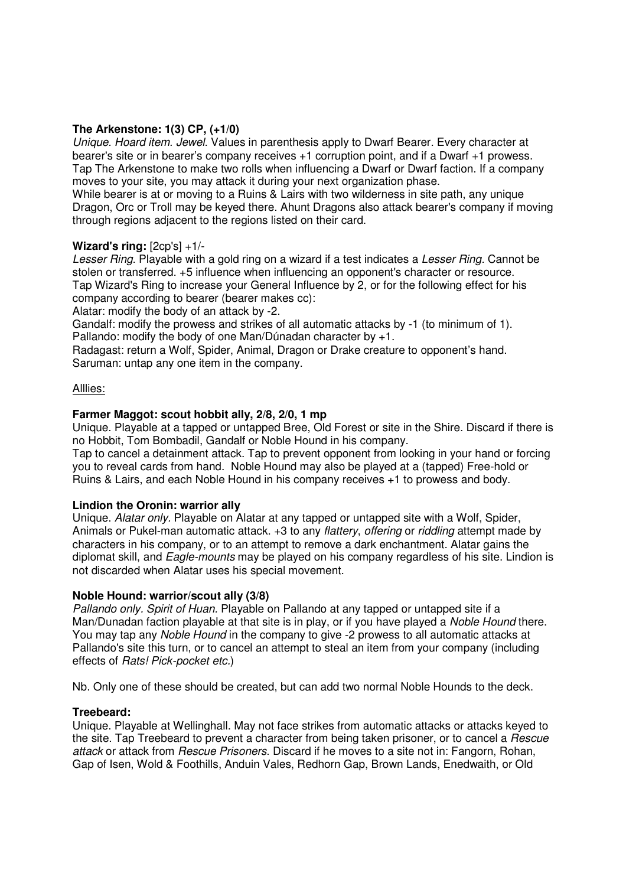**The Arkenstone: 1(3) CP, (+1/0)**

*Unique. Hoard item. Jewel.* Values in parenthesis apply to Dwarf Bearer. Every character at bearer's site or in bearer's company receives +1 corruption point, and if a Dwarf +1 prowess. Tap The Arkenstone to make two rolls when influencing a Dwarf or Dwarf faction. If a company moves to your site, you may attack it during your next organization phase.
While bearer is at or moving to a Ruins & Lairs with two wilderness in site path, any unique Dragon, Orc or Troll may be keyed there. Ahunt Dragons also attack bearer's company if moving through regions adjacent to the regions listed on their card.

**Wizard's ring:** [2cp's] +1/-

*Lesser Ring*. Playable with a gold ring on a wizard if a test indicates a *Lesser Ring*. Cannot be stolen or transferred. +5 influence when influencing an opponent's character or resource. Tap Wizard's Ring to increase your General Influence by 2, or for the following effect for his company according to bearer (bearer makes cc):
Alatar: modify the body of an attack by -2.
Gandalf: modify the prowess and strikes of all automatic attacks by -1 (to minimum of 1).
Pallando: modify the body of one Man/Dúnadan character by +1.
Radagast: return a Wolf, Spider, Animal, Dragon or Drake creature to opponent's hand.
Saruman: untap any one item in the company.

Alllies:

**Farmer Maggot: scout hobbit ally, 2/8, 2/0, 1 mp**

Unique. Playable at a tapped or untapped Bree, Old Forest or site in the Shire. Discard if there is no Hobbit, Tom Bombadil, Gandalf or Noble Hound in his company.
Tap to cancel a detainment attack. Tap to prevent opponent from looking in your hand or forcing you to reveal cards from hand. Noble Hound may also be played at a (tapped) Free-hold or Ruins & Lairs, and each Noble Hound in his company receives +1 to prowess and body.

**Lindion the Oronin: warrior ally**

Unique. *Alatar only.* Playable on Alatar at any tapped or untapped site with a Wolf, Spider, Animals or Pukel-man automatic attack. +3 to any *flattery*, *offering* or *riddling* attempt made by characters in his company, or to an attempt to remove a dark enchantment. Alatar gains the diplomat skill, and *Eagle-mounts* may be played on his company regardless of his site. Lindion is not discarded when Alatar uses his special movement.

**Noble Hound: warrior/scout ally (3/8)**

*Pallando only. Spirit of Huan.* Playable on Pallando at any tapped or untapped site if a Man/Dunadan faction playable at that site is in play, or if you have played a *Noble Hound* there. You may tap any *Noble Hound* in the company to give -2 prowess to all automatic attacks at Pallando's site this turn, or to cancel an attempt to steal an item from your company (including effects of *Rats! Pick-pocket etc.*)

Nb. Only one of these should be created, but can add two normal Noble Hounds to the deck.

**Treebeard:**

Unique. Playable at Wellinghall. May not face strikes from automatic attacks or attacks keyed to the site. Tap Treebeard to prevent a character from being taken prisoner, or to cancel a *Rescue attack* or attack from *Rescue Prisoners*. Discard if he moves to a site not in: Fangorn, Rohan, Gap of Isen, Wold & Foothills, Anduin Vales, Redhorn Gap, Brown Lands, Enedwaith, or Old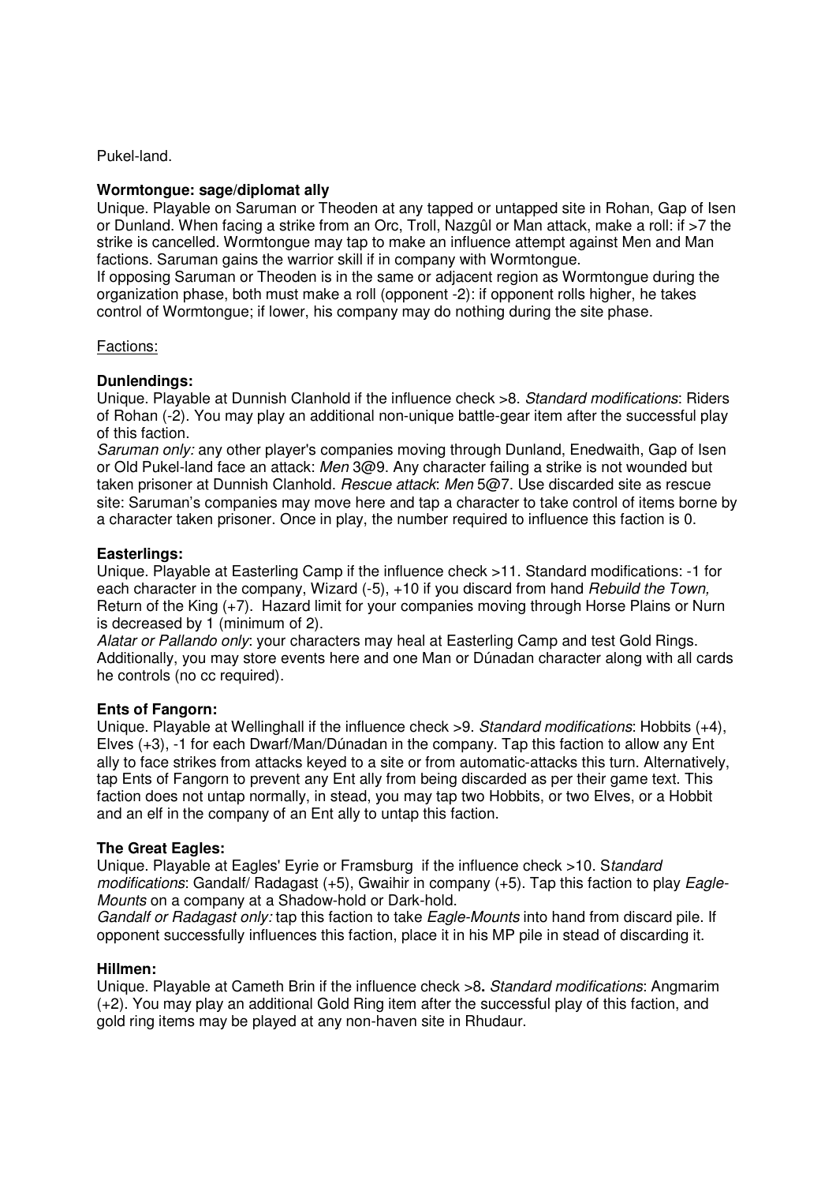Pukel-land.

**Wormtongue: sage/diplomat ally**

Unique. Playable on Saruman or Theoden at any tapped or untapped site in Rohan, Gap of Isen or Dunland. When facing a strike from an Orc, Troll, Nazgûl or Man attack, make a roll: if >7 the strike is cancelled. Wormtongue may tap to make an influence attempt against Men and Man factions. Saruman gains the warrior skill if in company with Wormtongue.

If opposing Saruman or Theoden is in the same or adjacent region as Wormtongue during the organization phase, both must make a roll (opponent -2): if opponent rolls higher, he takes control of Wormtongue; if lower, his company may do nothing during the site phase.

Factions:

**Dunlendings:**

Unique. Playable at Dunnish Clanhold if the influence check >8. *Standard modifications*: Riders of Rohan (-2). You may play an additional non-unique battle-gear item after the successful play of this faction.

*Saruman only:* any other player's companies moving through Dunland, Enedwaith, Gap of Isen or Old Pukel-land face an attack: *Men* 3@9. Any character failing a strike is not wounded but taken prisoner at Dunnish Clanhold. *Rescue attack*: *Men* 5@7. Use discarded site as rescue site: Saruman's companies may move here and tap a character to take control of items borne by a character taken prisoner. Once in play, the number required to influence this faction is 0.

**Easterlings:**

Unique. Playable at Easterling Camp if the influence check >11. Standard modifications: -1 for each character in the company, Wizard (-5), +10 if you discard from hand *Rebuild the Town,* Return of the King (+7). Hazard limit for your companies moving through Horse Plains or Nurn is decreased by 1 (minimum of 2).

*Alatar or Pallando only*: your characters may heal at Easterling Camp and test Gold Rings. Additionally, you may store events here and one Man or Dúnadan character along with all cards he controls (no cc required).

**Ents of Fangorn:**

Unique. Playable at Wellinghall if the influence check >9. *Standard modifications*: Hobbits (+4), Elves (+3), -1 for each Dwarf/Man/Dúnadan in the company. Tap this faction to allow any Ent ally to face strikes from attacks keyed to a site or from automatic-attacks this turn. Alternatively, tap Ents of Fangorn to prevent any Ent ally from being discarded as per their game text. This faction does not untap normally, in stead, you may tap two Hobbits, or two Elves, or a Hobbit and an elf in the company of an Ent ally to untap this faction.

**The Great Eagles:**

Unique. Playable at Eagles' Eyrie or Framsburg if the influence check >10. S*tandard modifications*: Gandalf/ Radagast (+5), Gwaihir in company (+5). Tap this faction to play *Eagle-Mounts* on a company at a Shadow-hold or Dark-hold.

*Gandalf or Radagast only:* tap this faction to take *Eagle-Mounts* into hand from discard pile. If opponent successfully influences this faction, place it in his MP pile in stead of discarding it.

**Hillmen:**

Unique. Playable at Cameth Brin if the influence check >8**.** *Standard modifications*: Angmarim (+2). You may play an additional Gold Ring item after the successful play of this faction, and gold ring items may be played at any non-haven site in Rhudaur.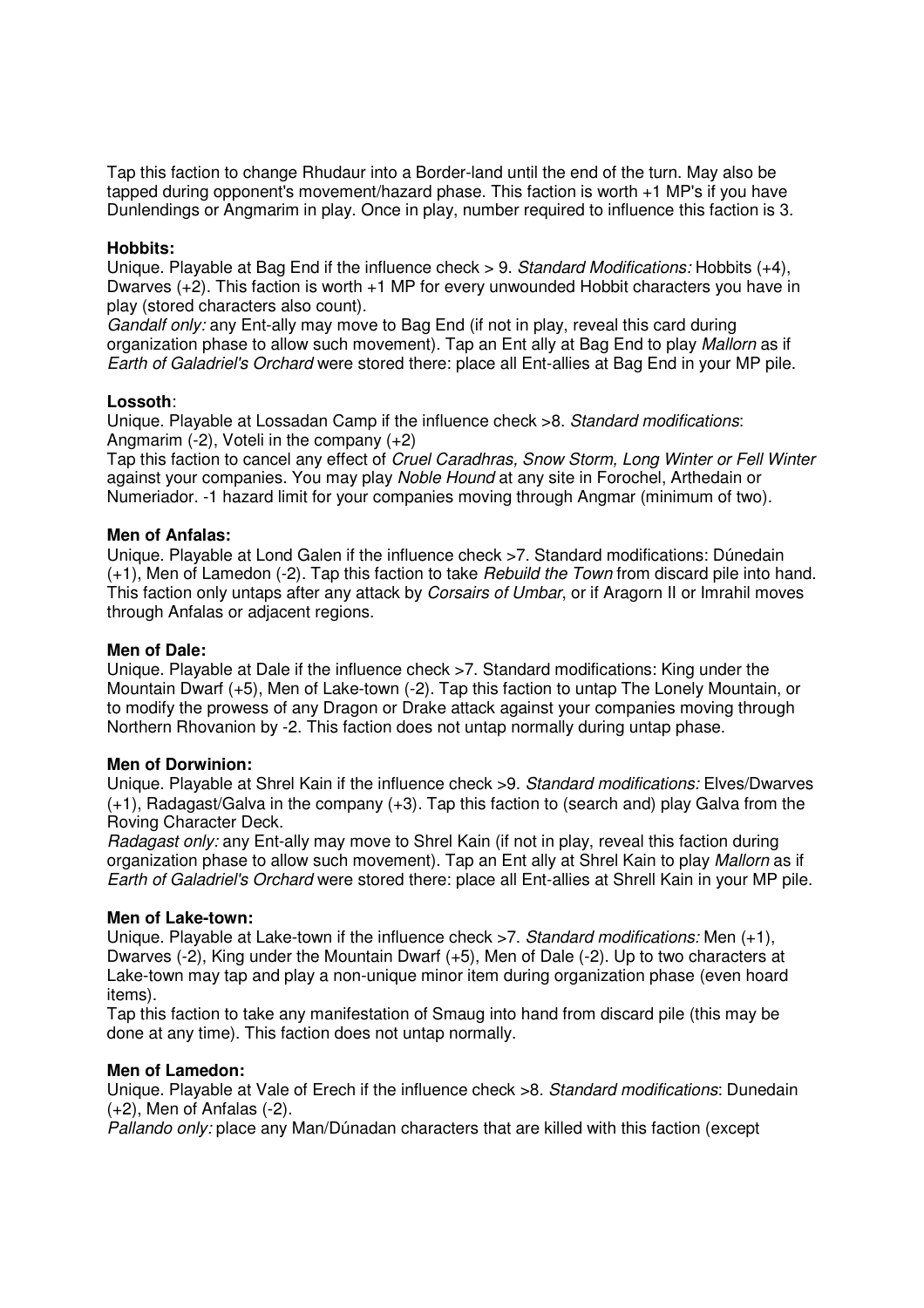Tap this faction to change Rhudaur into a Border-land until the end of the turn. May also be tapped during opponent's movement/hazard phase. This faction is worth +1 MP's if you have Dunlendings or Angmarim in play. Once in play, number required to influence this faction is 3.

**Hobbits:**
Unique. Playable at Bag End if the influence check > 9. *Standard Modifications:* Hobbits (+4), Dwarves (+2). This faction is worth +1 MP for every unwounded Hobbit characters you have in play (stored characters also count).
*Gandalf only:* any Ent-ally may move to Bag End (if not in play, reveal this card during organization phase to allow such movement). Tap an Ent ally at Bag End to play *Mallorn* as if *Earth of Galadriel's Orchard* were stored there: place all Ent-allies at Bag End in your MP pile.

**Lossoth**:
Unique. Playable at Lossadan Camp if the influence check >8. *Standard modifications*: Angmarim (-2), Voteli in the company (+2)
Tap this faction to cancel any effect of *Cruel Caradhras, Snow Storm, Long Winter or Fell Winter* against your companies. You may play *Noble Hound* at any site in Forochel, Arthedain or Numeriador. -1 hazard limit for your companies moving through Angmar (minimum of two).

**Men of Anfalas:**
Unique. Playable at Lond Galen if the influence check >7. Standard modifications: Dúnedain (+1), Men of Lamedon (-2). Tap this faction to take *Rebuild the Town* from discard pile into hand. This faction only untaps after any attack by *Corsairs of Umbar*, or if Aragorn II or Imrahil moves through Anfalas or adjacent regions.

**Men of Dale:**
Unique. Playable at Dale if the influence check >7. Standard modifications: King under the Mountain Dwarf (+5), Men of Lake-town (-2). Tap this faction to untap The Lonely Mountain, or to modify the prowess of any Dragon or Drake attack against your companies moving through Northern Rhovanion by -2. This faction does not untap normally during untap phase.

**Men of Dorwinion:**
Unique. Playable at Shrel Kain if the influence check >9. *Standard modifications:* Elves/Dwarves (+1), Radagast/Galva in the company (+3). Tap this faction to (search and) play Galva from the Roving Character Deck.
*Radagast only:* any Ent-ally may move to Shrel Kain (if not in play, reveal this faction during organization phase to allow such movement). Tap an Ent ally at Shrel Kain to play *Mallorn* as if *Earth of Galadriel's Orchard* were stored there: place all Ent-allies at Shrell Kain in your MP pile.

**Men of Lake-town:**
Unique. Playable at Lake-town if the influence check >7. *Standard modifications:* Men (+1), Dwarves (-2), King under the Mountain Dwarf (+5), Men of Dale (-2). Up to two characters at Lake-town may tap and play a non-unique minor item during organization phase (even hoard items).
Tap this faction to take any manifestation of Smaug into hand from discard pile (this may be done at any time). This faction does not untap normally.

**Men of Lamedon:**
Unique. Playable at Vale of Erech if the influence check >8. *Standard modifications*: Dunedain (+2), Men of Anfalas (-2).
*Pallando only:* place any Man/Dúnadan characters that are killed with this faction (except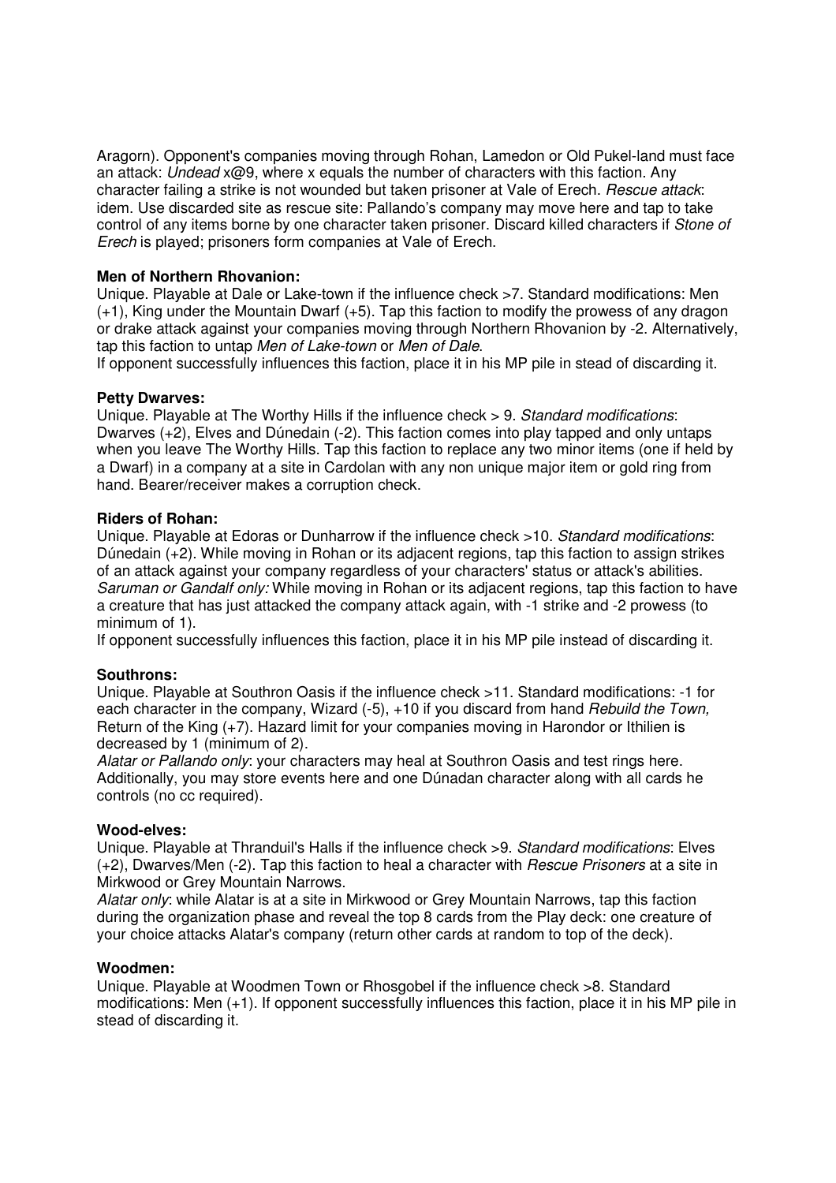Aragorn). Opponent's companies moving through Rohan, Lamedon or Old Pukel-land must face an attack: *Undead* x@9, where x equals the number of characters with this faction. Any character failing a strike is not wounded but taken prisoner at Vale of Erech. *Rescue attack*: idem. Use discarded site as rescue site: Pallando's company may move here and tap to take control of any items borne by one character taken prisoner. Discard killed characters if *Stone of Erech* is played; prisoners form companies at Vale of Erech.

**Men of Northern Rhovanion:**
Unique. Playable at Dale or Lake-town if the influence check >7. Standard modifications: Men (+1), King under the Mountain Dwarf (+5). Tap this faction to modify the prowess of any dragon or drake attack against your companies moving through Northern Rhovanion by -2. Alternatively, tap this faction to untap *Men of Lake-town* or *Men of Dale*.
If opponent successfully influences this faction, place it in his MP pile in stead of discarding it.

**Petty Dwarves:**
Unique. Playable at The Worthy Hills if the influence check > 9. *Standard modifications*: Dwarves (+2), Elves and Dúnedain (-2). This faction comes into play tapped and only untaps when you leave The Worthy Hills. Tap this faction to replace any two minor items (one if held by a Dwarf) in a company at a site in Cardolan with any non unique major item or gold ring from hand. Bearer/receiver makes a corruption check.

**Riders of Rohan:**
Unique. Playable at Edoras or Dunharrow if the influence check >10. *Standard modifications*: Dúnedain (+2). While moving in Rohan or its adjacent regions, tap this faction to assign strikes of an attack against your company regardless of your characters' status or attack's abilities.
*Saruman or Gandalf only:* While moving in Rohan or its adjacent regions, tap this faction to have a creature that has just attacked the company attack again, with -1 strike and -2 prowess (to minimum of 1).
If opponent successfully influences this faction, place it in his MP pile instead of discarding it.

**Southrons:**
Unique. Playable at Southron Oasis if the influence check >11. Standard modifications: -1 for each character in the company, Wizard (-5), +10 if you discard from hand *Rebuild the Town,* Return of the King (+7). Hazard limit for your companies moving in Harondor or Ithilien is decreased by 1 (minimum of 2).
*Alatar or Pallando only*: your characters may heal at Southron Oasis and test rings here. Additionally, you may store events here and one Dúnadan character along with all cards he controls (no cc required).

**Wood-elves:**
Unique. Playable at Thranduil's Halls if the influence check >9. *Standard modifications*: Elves (+2), Dwarves/Men (-2). Tap this faction to heal a character with *Rescue Prisoners* at a site in Mirkwood or Grey Mountain Narrows.
*Alatar only*: while Alatar is at a site in Mirkwood or Grey Mountain Narrows, tap this faction during the organization phase and reveal the top 8 cards from the Play deck: one creature of your choice attacks Alatar's company (return other cards at random to top of the deck).

**Woodmen:**
Unique. Playable at Woodmen Town or Rhosgobel if the influence check >8. Standard modifications: Men (+1). If opponent successfully influences this faction, place it in his MP pile in stead of discarding it.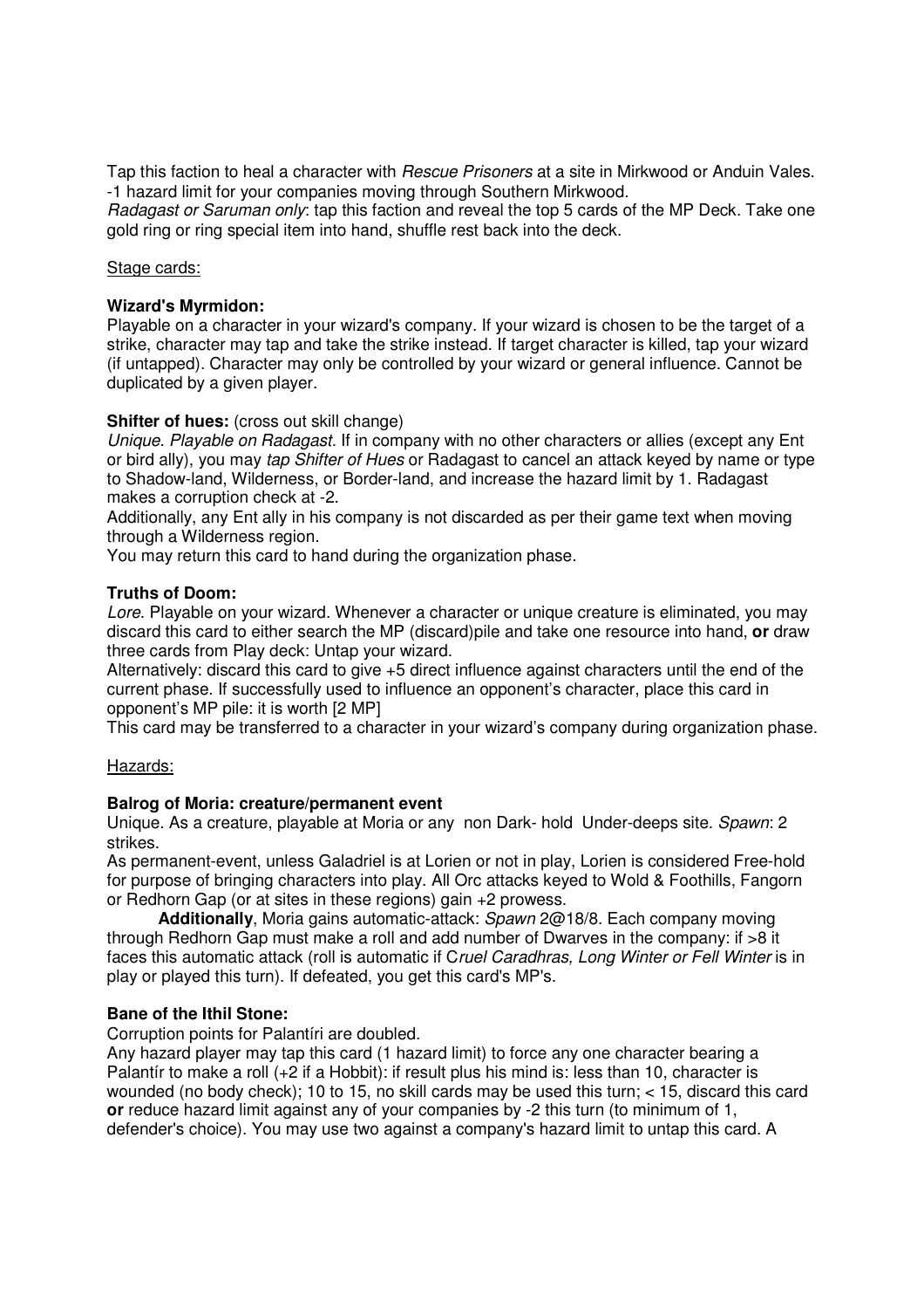Tap this faction to heal a character with *Rescue Prisoners* at a site in Mirkwood or Anduin Vales. -1 hazard limit for your companies moving through Southern Mirkwood.
*Radagast or Saruman only*: tap this faction and reveal the top 5 cards of the MP Deck. Take one gold ring or ring special item into hand, shuffle rest back into the deck.

Stage cards:

**Wizard's Myrmidon:**
Playable on a character in your wizard's company. If your wizard is chosen to be the target of a strike, character may tap and take the strike instead. If target character is killed, tap your wizard (if untapped). Character may only be controlled by your wizard or general influence. Cannot be duplicated by a given player.

**Shifter of hues:** (cross out skill change)
*Unique. Playable on Radagast.* If in company with no other characters or allies (except any Ent or bird ally), you may *tap Shifter of Hues* or Radagast to cancel an attack keyed by name or type to Shadow-land, Wilderness, or Border-land, and increase the hazard limit by 1. Radagast makes a corruption check at -2.
Additionally, any Ent ally in his company is not discarded as per their game text when moving through a Wilderness region.
You may return this card to hand during the organization phase.

**Truths of Doom:**
*Lore*. Playable on your wizard. Whenever a character or unique creature is eliminated, you may discard this card to either search the MP (discard)pile and take one resource into hand, **or** draw three cards from Play deck: Untap your wizard.
Alternatively: discard this card to give +5 direct influence against characters until the end of the current phase. If successfully used to influence an opponent's character, place this card in opponent's MP pile: it is worth [2 MP]
This card may be transferred to a character in your wizard's company during organization phase.

Hazards:

**Balrog of Moria: creature/permanent event**
Unique. As a creature, playable at Moria or any non Dark- hold Under-deeps site. *Spawn*: 2 strikes.
As permanent-event, unless Galadriel is at Lorien or not in play, Lorien is considered Free-hold for purpose of bringing characters into play. All Orc attacks keyed to Wold & Foothills, Fangorn or Redhorn Gap (or at sites in these regions) gain +2 prowess.
**Additionally**, Moria gains automatic-attack: *Spawn* 2@18/8. Each company moving through Redhorn Gap must make a roll and add number of Dwarves in the company: if >8 it faces this automatic attack (roll is automatic if C*ruel Caradhras, Long Winter or Fell Winter* is in play or played this turn). If defeated, you get this card's MP's.

**Bane of the Ithil Stone:**
Corruption points for Palantíri are doubled.
Any hazard player may tap this card (1 hazard limit) to force any one character bearing a Palantír to make a roll (+2 if a Hobbit): if result plus his mind is: less than 10, character is wounded (no body check); 10 to 15, no skill cards may be used this turn; < 15, discard this card **or** reduce hazard limit against any of your companies by -2 this turn (to minimum of 1, defender's choice). You may use two against a company's hazard limit to untap this card. A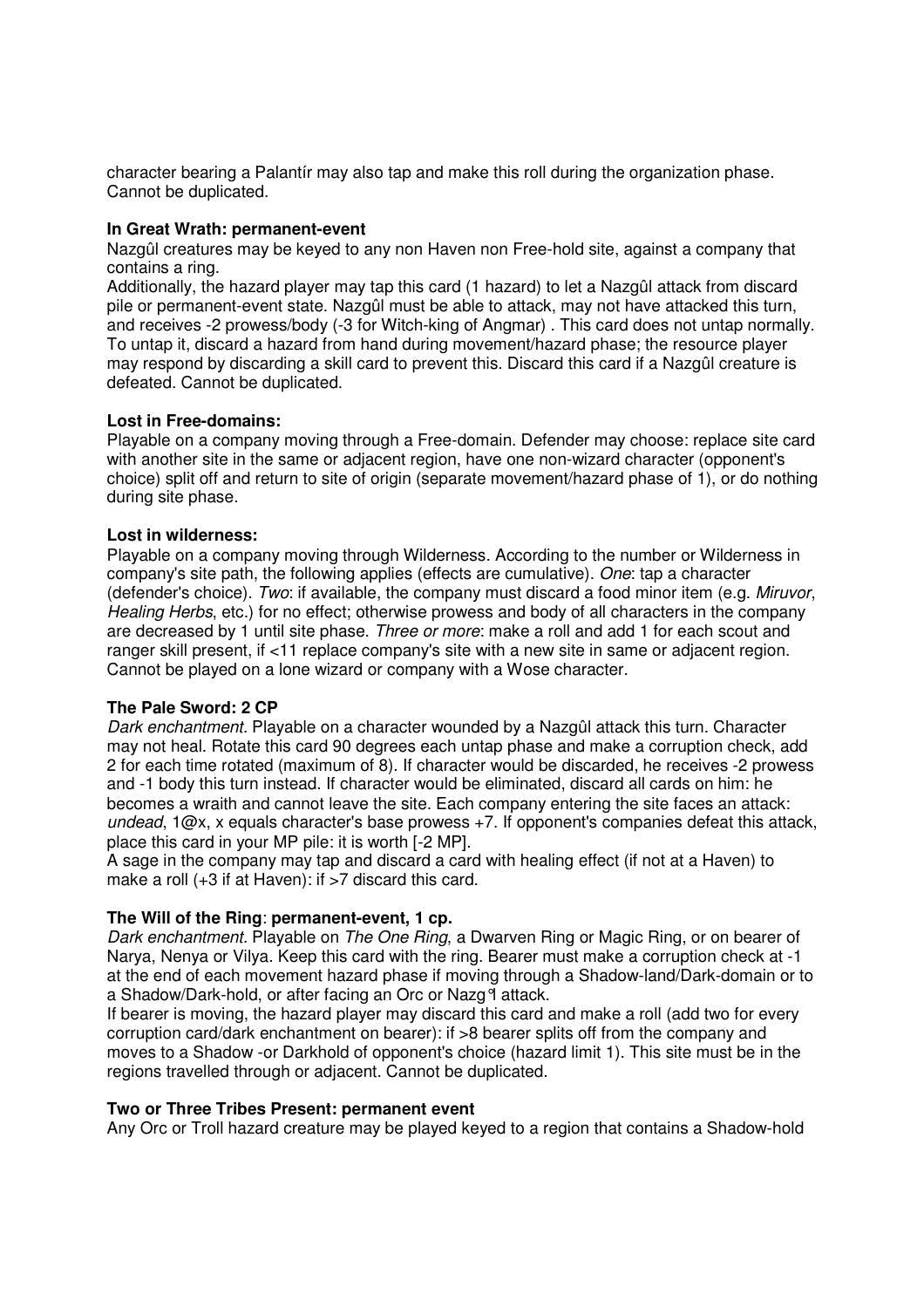character bearing a Palantír may also tap and make this roll during the organization phase. Cannot be duplicated.

**In Great Wrath: permanent-event**

Nazgûl creatures may be keyed to any non Haven non Free-hold site, against a company that contains a ring.
Additionally, the hazard player may tap this card (1 hazard) to let a Nazgûl attack from discard pile or permanent-event state. Nazgûl must be able to attack, may not have attacked this turn, and receives -2 prowess/body (-3 for Witch-king of Angmar) . This card does not untap normally. To untap it, discard a hazard from hand during movement/hazard phase; the resource player may respond by discarding a skill card to prevent this. Discard this card if a Nazgûl creature is defeated. Cannot be duplicated.

**Lost in Free-domains:**

Playable on a company moving through a Free-domain. Defender may choose: replace site card with another site in the same or adjacent region, have one non-wizard character (opponent's choice) split off and return to site of origin (separate movement/hazard phase of 1), or do nothing during site phase.

**Lost in wilderness:**

Playable on a company moving through Wilderness. According to the number or Wilderness in company's site path, the following applies (effects are cumulative). *One*: tap a character (defender's choice). *Two*: if available, the company must discard a food minor item (e.g. *Miruvor*, *Healing Herbs*, etc.) for no effect; otherwise prowess and body of all characters in the company are decreased by 1 until site phase. *Three or more*: make a roll and add 1 for each scout and ranger skill present, if <11 replace company's site with a new site in same or adjacent region. Cannot be played on a lone wizard or company with a Wose character.

**The Pale Sword: 2 CP**

*Dark enchantment.* Playable on a character wounded by a Nazgûl attack this turn. Character may not heal. Rotate this card 90 degrees each untap phase and make a corruption check, add 2 for each time rotated (maximum of 8). If character would be discarded, he receives -2 prowess and -1 body this turn instead. If character would be eliminated, discard all cards on him: he becomes a wraith and cannot leave the site. Each company entering the site faces an attack: *undead*, 1@x, x equals character's base prowess +7. If opponent's companies defeat this attack, place this card in your MP pile: it is worth [-2 MP].
A sage in the company may tap and discard a card with healing effect (if not at a Haven) to make a roll (+3 if at Haven): if >7 discard this card.

**The Will of the Ring**: **permanent-event, 1 cp.**

*Dark enchantment.* Playable on *The One Ring*, a Dwarven Ring or Magic Ring, or on bearer of Narya, Nenya or Vilya. Keep this card with the ring. Bearer must make a corruption check at -1 at the end of each movement hazard phase if moving through a Shadow-land/Dark-domain or to a Shadow/Dark-hold, or after facing an Orc or Nazgûl attack.
If bearer is moving, the hazard player may discard this card and make a roll (add two for every corruption card/dark enchantment on bearer): if >8 bearer splits off from the company and moves to a Shadow -or Darkhold of opponent's choice (hazard limit 1). This site must be in the regions travelled through or adjacent. Cannot be duplicated.

**Two or Three Tribes Present: permanent event**

Any Orc or Troll hazard creature may be played keyed to a region that contains a Shadow-hold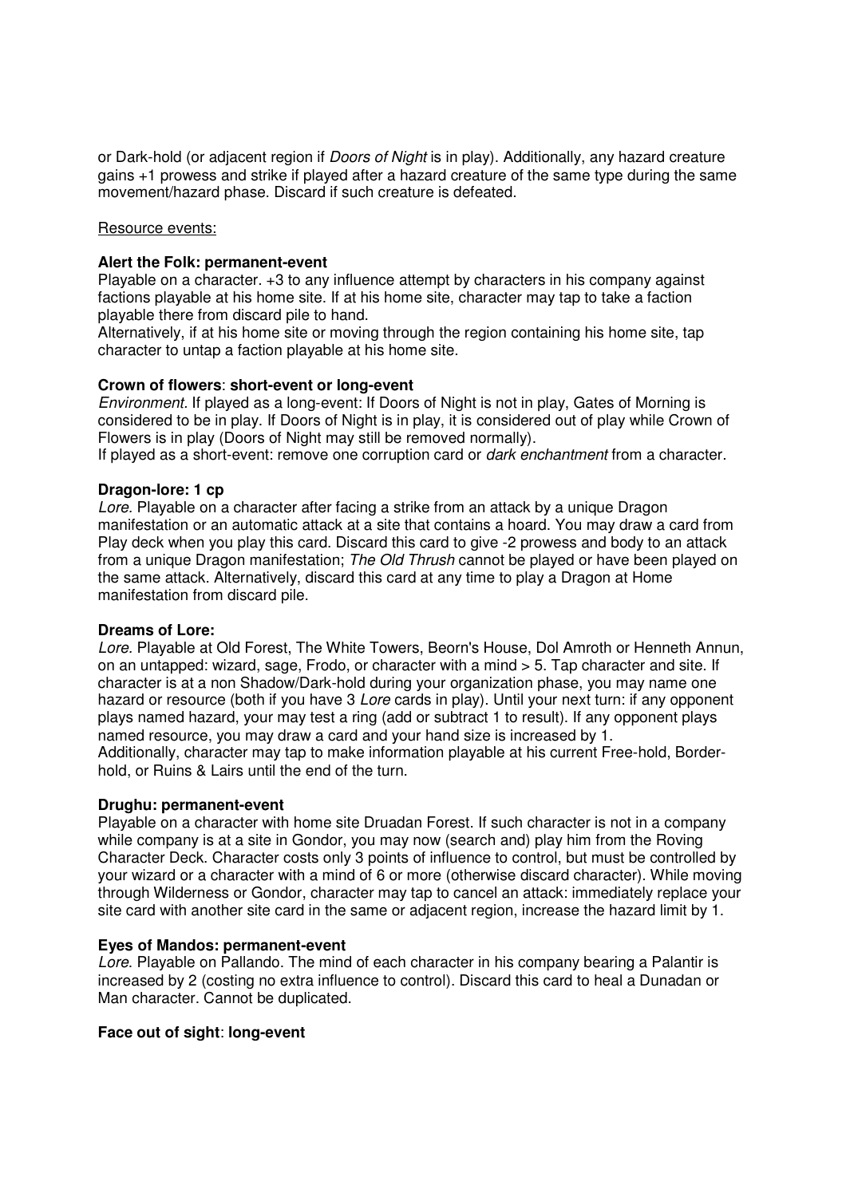or Dark-hold (or adjacent region if *Doors of Night* is in play). Additionally, any hazard creature gains +1 prowess and strike if played after a hazard creature of the same type during the same movement/hazard phase. Discard if such creature is defeated.

Resource events:

**Alert the Folk: permanent-event**
Playable on a character. +3 to any influence attempt by characters in his company against factions playable at his home site. If at his home site, character may tap to take a faction playable there from discard pile to hand.
Alternatively, if at his home site or moving through the region containing his home site, tap character to untap a faction playable at his home site.

**Crown of flowers**: **short-event or long-event**
*Environment.* If played as a long-event: If Doors of Night is not in play, Gates of Morning is considered to be in play. If Doors of Night is in play, it is considered out of play while Crown of Flowers is in play (Doors of Night may still be removed normally).
If played as a short-event: remove one corruption card or *dark enchantment* from a character.

**Dragon-lore: 1 cp**
*Lore.* Playable on a character after facing a strike from an attack by a unique Dragon manifestation or an automatic attack at a site that contains a hoard. You may draw a card from Play deck when you play this card. Discard this card to give -2 prowess and body to an attack from a unique Dragon manifestation; *The Old Thrush* cannot be played or have been played on the same attack. Alternatively, discard this card at any time to play a Dragon at Home manifestation from discard pile.

**Dreams of Lore:**
*Lore.* Playable at Old Forest, The White Towers, Beorn's House, Dol Amroth or Henneth Annun, on an untapped: wizard, sage, Frodo, or character with a mind > 5. Tap character and site. If character is at a non Shadow/Dark-hold during your organization phase, you may name one hazard or resource (both if you have 3 *Lore* cards in play). Until your next turn: if any opponent plays named hazard, your may test a ring (add or subtract 1 to result). If any opponent plays named resource, you may draw a card and your hand size is increased by 1.
Additionally, character may tap to make information playable at his current Free-hold, Border-hold, or Ruins & Lairs until the end of the turn.

**Drughu: permanent-event**
Playable on a character with home site Druadan Forest. If such character is not in a company while company is at a site in Gondor, you may now (search and) play him from the Roving Character Deck. Character costs only 3 points of influence to control, but must be controlled by your wizard or a character with a mind of 6 or more (otherwise discard character). While moving through Wilderness or Gondor, character may tap to cancel an attack: immediately replace your site card with another site card in the same or adjacent region, increase the hazard limit by 1.

**Eyes of Mandos: permanent-event**
*Lore*. Playable on Pallando. The mind of each character in his company bearing a Palantir is increased by 2 (costing no extra influence to control). Discard this card to heal a Dunadan or Man character. Cannot be duplicated.

**Face out of sight**: **long-event**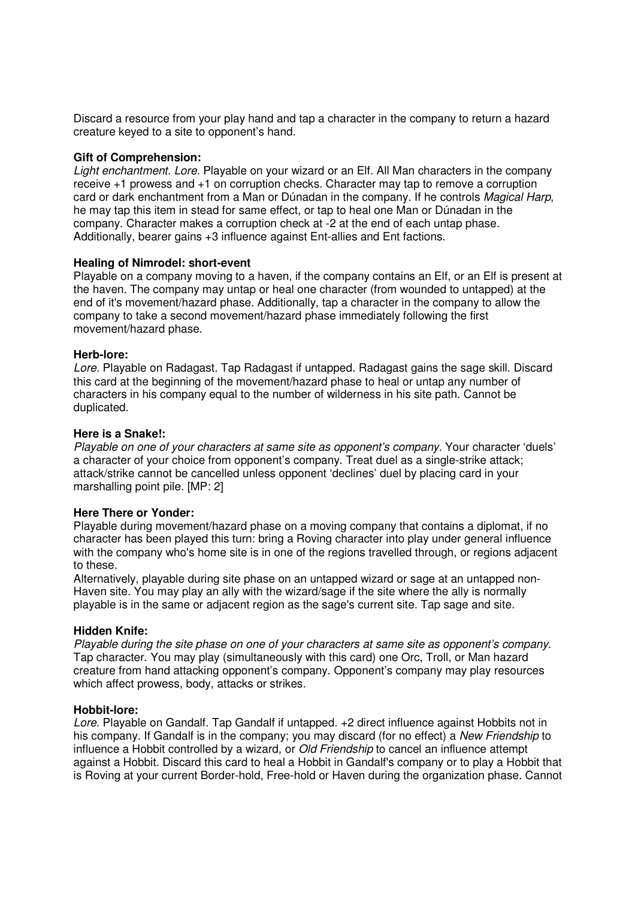Discard a resource from your play hand and tap a character in the company to return a hazard creature keyed to a site to opponent's hand.

**Gift of Comprehension:**
*Light enchantment. Lore.* Playable on your wizard or an Elf. All Man characters in the company receive +1 prowess and +1 on corruption checks. Character may tap to remove a corruption card or dark enchantment from a Man or Dúnadan in the company. If he controls *Magical Harp*, he may tap this item in stead for same effect, or tap to heal one Man or Dúnadan in the company. Character makes a corruption check at -2 at the end of each untap phase. Additionally, bearer gains +3 influence against Ent-allies and Ent factions.

**Healing of Nimrodel: short-event**
Playable on a company moving to a haven, if the company contains an Elf, or an Elf is present at the haven. The company may untap or heal one character (from wounded to untapped) at the end of it's movement/hazard phase. Additionally, tap a character in the company to allow the company to take a second movement/hazard phase immediately following the first movement/hazard phase.

**Herb-lore:**
*Lore.* Playable on Radagast. Tap Radagast if untapped. Radagast gains the sage skill. Discard this card at the beginning of the movement/hazard phase to heal or untap any number of characters in his company equal to the number of wilderness in his site path. Cannot be duplicated.

**Here is a Snake!:**
*Playable on one of your characters at same site as opponent's company.* Your character 'duels' a character of your choice from opponent's company. Treat duel as a single-strike attack; attack/strike cannot be cancelled unless opponent 'declines' duel by placing card in your marshalling point pile. [MP: 2]

**Here There or Yonder:**
Playable during movement/hazard phase on a moving company that contains a diplomat, if no character has been played this turn: bring a Roving character into play under general influence with the company who's home site is in one of the regions travelled through, or regions adjacent to these.
Alternatively, playable during site phase on an untapped wizard or sage at an untapped non-Haven site. You may play an ally with the wizard/sage if the site where the ally is normally playable is in the same or adjacent region as the sage's current site. Tap sage and site.

**Hidden Knife:**
*Playable during the site phase on one of your characters at same site as opponent's company.* Tap character. You may play (simultaneously with this card) one Orc, Troll, or Man hazard creature from hand attacking opponent's company. Opponent's company may play resources which affect prowess, body, attacks or strikes.

**Hobbit-lore:**
*Lore*. Playable on Gandalf. Tap Gandalf if untapped. +2 direct influence against Hobbits not in his company. If Gandalf is in the company; you may discard (for no effect) a *New Friendship* to influence a Hobbit controlled by a wizard, or *Old Friendship* to cancel an influence attempt against a Hobbit. Discard this card to heal a Hobbit in Gandalf's company or to play a Hobbit that is Roving at your current Border-hold, Free-hold or Haven during the organization phase. Cannot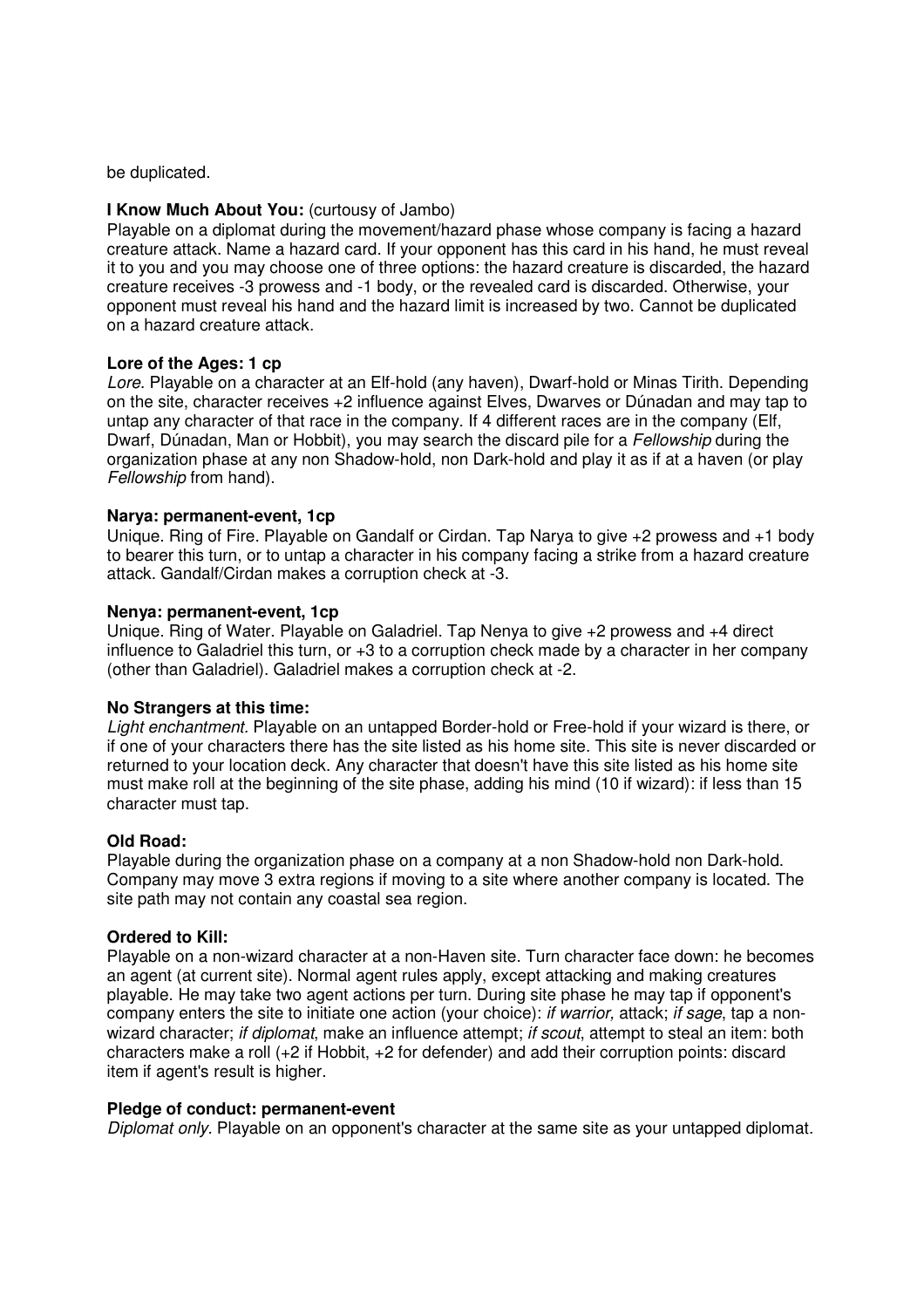be duplicated.

**I Know Much About You:** (curtousy of Jambo)
Playable on a diplomat during the movement/hazard phase whose company is facing a hazard creature attack. Name a hazard card. If your opponent has this card in his hand, he must reveal it to you and you may choose one of three options: the hazard creature is discarded, the hazard creature receives -3 prowess and -1 body, or the revealed card is discarded. Otherwise, your opponent must reveal his hand and the hazard limit is increased by two. Cannot be duplicated on a hazard creature attack.

**Lore of the Ages: 1 cp**
*Lore.* Playable on a character at an Elf-hold (any haven), Dwarf-hold or Minas Tirith. Depending on the site, character receives +2 influence against Elves, Dwarves or Dúnadan and may tap to untap any character of that race in the company. If 4 different races are in the company (Elf, Dwarf, Dúnadan, Man or Hobbit), you may search the discard pile for a *Fellowship* during the organization phase at any non Shadow-hold, non Dark-hold and play it as if at a haven (or play *Fellowship* from hand).

**Narya: permanent-event, 1cp**
Unique. Ring of Fire. Playable on Gandalf or Cirdan. Tap Narya to give +2 prowess and +1 body to bearer this turn, or to untap a character in his company facing a strike from a hazard creature attack. Gandalf/Cirdan makes a corruption check at -3.

**Nenya: permanent-event, 1cp**
Unique. Ring of Water. Playable on Galadriel. Tap Nenya to give +2 prowess and +4 direct influence to Galadriel this turn, or +3 to a corruption check made by a character in her company (other than Galadriel). Galadriel makes a corruption check at -2.

**No Strangers at this time:**
*Light enchantment.* Playable on an untapped Border-hold or Free-hold if your wizard is there, or if one of your characters there has the site listed as his home site. This site is never discarded or returned to your location deck. Any character that doesn't have this site listed as his home site must make roll at the beginning of the site phase, adding his mind (10 if wizard): if less than 15 character must tap.

**Old Road:**
Playable during the organization phase on a company at a non Shadow-hold non Dark-hold. Company may move 3 extra regions if moving to a site where another company is located. The site path may not contain any coastal sea region.

**Ordered to Kill:**
Playable on a non-wizard character at a non-Haven site. Turn character face down: he becomes an agent (at current site). Normal agent rules apply, except attacking and making creatures playable. He may take two agent actions per turn. During site phase he may tap if opponent's company enters the site to initiate one action (your choice): *if warrior,* attack; *if sage*, tap a non-wizard character; *if diplomat*, make an influence attempt; *if scout*, attempt to steal an item: both characters make a roll (+2 if Hobbit, +2 for defender) and add their corruption points: discard item if agent's result is higher.

**Pledge of conduct: permanent-event**
*Diplomat only.* Playable on an opponent's character at the same site as your untapped diplomat.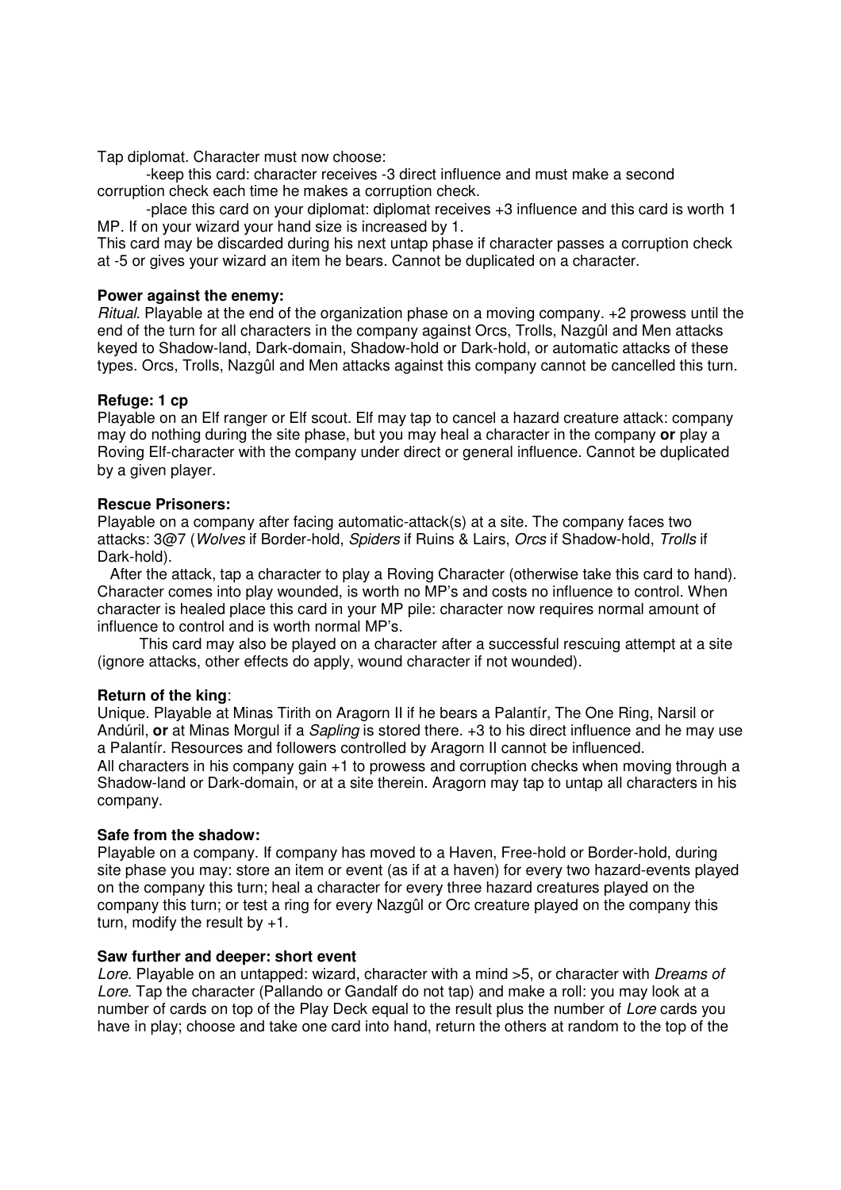Tap diplomat. Character must now choose:

-keep this card: character receives -3 direct influence and must make a second corruption check each time he makes a corruption check.

-place this card on your diplomat: diplomat receives +3 influence and this card is worth 1 MP. If on your wizard your hand size is increased by 1.

This card may be discarded during his next untap phase if character passes a corruption check at -5 or gives your wizard an item he bears. Cannot be duplicated on a character.

**Power against the enemy:**

*Ritual*. Playable at the end of the organization phase on a moving company. +2 prowess until the end of the turn for all characters in the company against Orcs, Trolls, Nazgûl and Men attacks keyed to Shadow-land, Dark-domain, Shadow-hold or Dark-hold, or automatic attacks of these types. Orcs, Trolls, Nazgûl and Men attacks against this company cannot be cancelled this turn.

**Refuge: 1 cp**

Playable on an Elf ranger or Elf scout. Elf may tap to cancel a hazard creature attack: company may do nothing during the site phase, but you may heal a character in the company **or** play a Roving Elf-character with the company under direct or general influence. Cannot be duplicated by a given player.

**Rescue Prisoners:**

Playable on a company after facing automatic-attack(s) at a site. The company faces two attacks: 3@7 (*Wolves* if Border-hold, *Spiders* if Ruins & Lairs, *Orcs* if Shadow-hold, *Trolls* if Dark-hold).

After the attack, tap a character to play a Roving Character (otherwise take this card to hand). Character comes into play wounded, is worth no MP's and costs no influence to control. When character is healed place this card in your MP pile: character now requires normal amount of influence to control and is worth normal MP's.

This card may also be played on a character after a successful rescuing attempt at a site (ignore attacks, other effects do apply, wound character if not wounded).

**Return of the king**:

Unique. Playable at Minas Tirith on Aragorn II if he bears a Palantír, The One Ring, Narsil or Andúril, **or** at Minas Morgul if a *Sapling* is stored there. +3 to his direct influence and he may use a Palantír. Resources and followers controlled by Aragorn II cannot be influenced.

All characters in his company gain +1 to prowess and corruption checks when moving through a Shadow-land or Dark-domain, or at a site therein. Aragorn may tap to untap all characters in his company.

**Safe from the shadow:**

Playable on a company. If company has moved to a Haven, Free-hold or Border-hold, during site phase you may: store an item or event (as if at a haven) for every two hazard-events played on the company this turn; heal a character for every three hazard creatures played on the company this turn; or test a ring for every Nazgûl or Orc creature played on the company this turn, modify the result by +1.

**Saw further and deeper: short event**

*Lore.* Playable on an untapped: wizard, character with a mind >5, or character with *Dreams of Lore*. Tap the character (Pallando or Gandalf do not tap) and make a roll: you may look at a number of cards on top of the Play Deck equal to the result plus the number of *Lore* cards you have in play; choose and take one card into hand, return the others at random to the top of the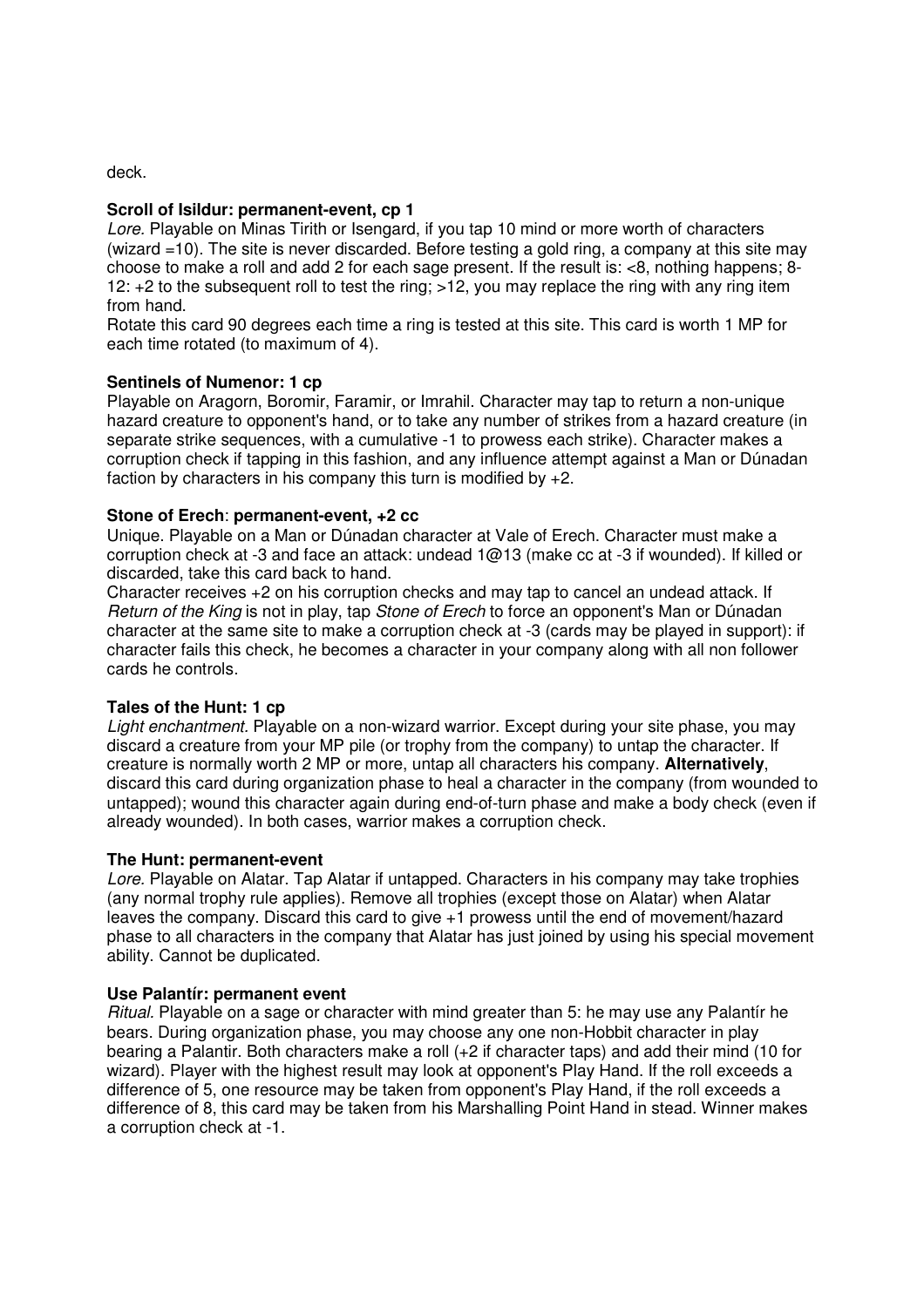deck.

**Scroll of Isildur: permanent-event, cp 1**

*Lore.* Playable on Minas Tirith or Isengard, if you tap 10 mind or more worth of characters (wizard =10). The site is never discarded. Before testing a gold ring, a company at this site may choose to make a roll and add 2 for each sage present. If the result is: <8, nothing happens; 8-12: +2 to the subsequent roll to test the ring; >12, you may replace the ring with any ring item from hand.

Rotate this card 90 degrees each time a ring is tested at this site. This card is worth 1 MP for each time rotated (to maximum of 4).

**Sentinels of Numenor: 1 cp**

Playable on Aragorn, Boromir, Faramir, or Imrahil. Character may tap to return a non-unique hazard creature to opponent's hand, or to take any number of strikes from a hazard creature (in separate strike sequences, with a cumulative -1 to prowess each strike). Character makes a corruption check if tapping in this fashion, and any influence attempt against a Man or Dúnadan faction by characters in his company this turn is modified by +2.

**Stone of Erech**: **permanent-event, +2 cc**

Unique. Playable on a Man or Dúnadan character at Vale of Erech. Character must make a corruption check at -3 and face an attack: undead 1@13 (make cc at -3 if wounded). If killed or discarded, take this card back to hand.

Character receives +2 on his corruption checks and may tap to cancel an undead attack. If *Return of the King* is not in play, tap *Stone of Erech* to force an opponent's Man or Dúnadan character at the same site to make a corruption check at -3 (cards may be played in support): if character fails this check, he becomes a character in your company along with all non follower cards he controls.

**Tales of the Hunt: 1 cp**

*Light enchantment.* Playable on a non-wizard warrior. Except during your site phase, you may discard a creature from your MP pile (or trophy from the company) to untap the character. If creature is normally worth 2 MP or more, untap all characters his company. **Alternatively**, discard this card during organization phase to heal a character in the company (from wounded to untapped); wound this character again during end-of-turn phase and make a body check (even if already wounded). In both cases, warrior makes a corruption check.

**The Hunt: permanent-event**

*Lore.* Playable on Alatar. Tap Alatar if untapped. Characters in his company may take trophies (any normal trophy rule applies). Remove all trophies (except those on Alatar) when Alatar leaves the company. Discard this card to give +1 prowess until the end of movement/hazard phase to all characters in the company that Alatar has just joined by using his special movement ability. Cannot be duplicated.

**Use Palantír: permanent event**

*Ritual.* Playable on a sage or character with mind greater than 5: he may use any Palantír he bears. During organization phase, you may choose any one non-Hobbit character in play bearing a Palantir. Both characters make a roll (+2 if character taps) and add their mind (10 for wizard). Player with the highest result may look at opponent's Play Hand. If the roll exceeds a difference of 5, one resource may be taken from opponent's Play Hand, if the roll exceeds a difference of 8, this card may be taken from his Marshalling Point Hand in stead. Winner makes a corruption check at -1.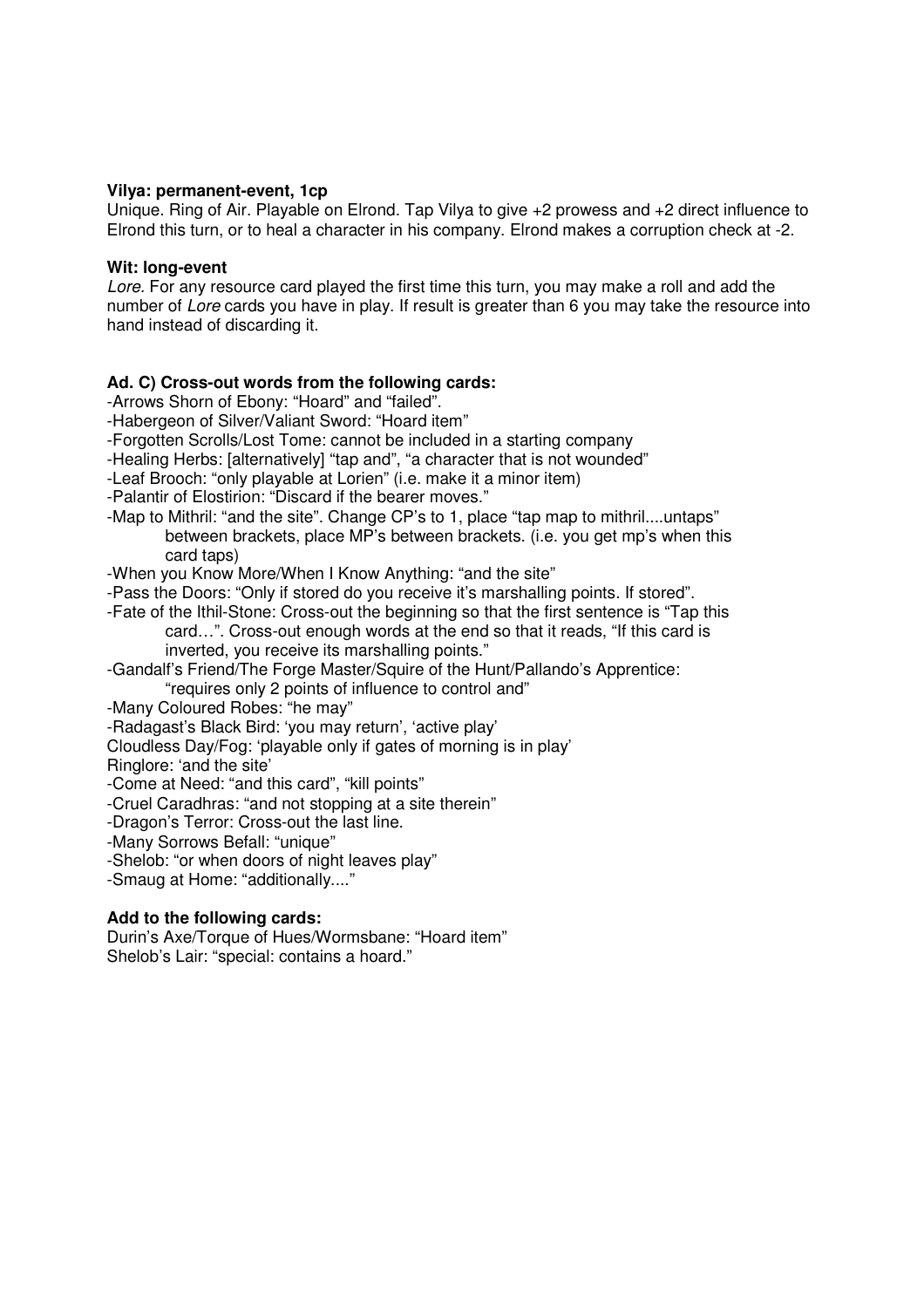**Vilya: permanent-event, 1cp**

Unique. Ring of Air. Playable on Elrond. Tap Vilya to give +2 prowess and +2 direct influence to Elrond this turn, or to heal a character in his company. Elrond makes a corruption check at -2.

**Wit: long-event**

*Lore.* For any resource card played the first time this turn, you may make a roll and add the number of *Lore* cards you have in play. If result is greater than 6 you may take the resource into hand instead of discarding it.

**Ad. C) Cross-out words from the following cards:**

-Arrows Shorn of Ebony: "Hoard" and "failed".
-Habergeon of Silver/Valiant Sword: "Hoard item"
-Forgotten Scrolls/Lost Tome: cannot be included in a starting company
-Healing Herbs: [alternatively] "tap and", "a character that is not wounded"
-Leaf Brooch: "only playable at Lorien" (i.e. make it a minor item)
-Palantir of Elostirion: "Discard if the bearer moves."
-Map to Mithril: "and the site". Change CP's to 1, place "tap map to mithril....untaps" between brackets, place MP's between brackets. (i.e. you get mp's when this card taps)
-When you Know More/When I Know Anything: "and the site"
-Pass the Doors: "Only if stored do you receive it's marshalling points. If stored".
-Fate of the Ithil-Stone: Cross-out the beginning so that the first sentence is "Tap this card…". Cross-out enough words at the end so that it reads, "If this card is inverted, you receive its marshalling points."
-Gandalf's Friend/The Forge Master/Squire of the Hunt/Pallando's Apprentice: "requires only 2 points of influence to control and"
-Many Coloured Robes: "he may"
-Radagast's Black Bird: 'you may return', 'active play'
Cloudless Day/Fog: 'playable only if gates of morning is in play'
Ringlore: 'and the site'
-Come at Need: "and this card", "kill points"
-Cruel Caradhras: "and not stopping at a site therein"
-Dragon's Terror: Cross-out the last line.
-Many Sorrows Befall: "unique"
-Shelob: "or when doors of night leaves play"
-Smaug at Home: "additionally...."

**Add to the following cards:**

Durin's Axe/Torque of Hues/Wormsbane: "Hoard item"
Shelob's Lair: "special: contains a hoard."